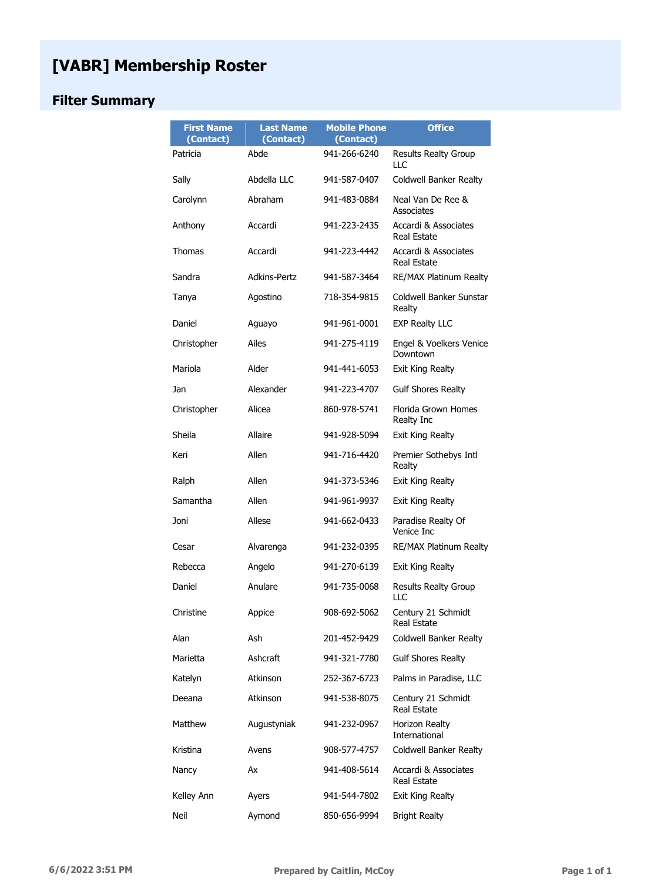# [VABR] Membership Roster

## Filter Summary

| First Name (Contact) | Last Name (Contact) | Mobile Phone (Contact) | Office |
|---|---|---|---|
| Patricia | Abde | 941-266-6240 | Results Realty Group LLC |
| Sally | Abdella LLC | 941-587-0407 | Coldwell Banker Realty |
| Carolynn | Abraham | 941-483-0884 | Neal Van De Ree & Associates |
| Anthony | Accardi | 941-223-2435 | Accardi & Associates Real Estate |
| Thomas | Accardi | 941-223-4442 | Accardi & Associates Real Estate |
| Sandra | Adkins-Pertz | 941-587-3464 | RE/MAX Platinum Realty |
| Tanya | Agostino | 718-354-9815 | Coldwell Banker Sunstar Realty |
| Daniel | Aguayo | 941-961-0001 | EXP Realty LLC |
| Christopher | Ailes | 941-275-4119 | Engel & Voelkers Venice Downtown |
| Mariola | Alder | 941-441-6053 | Exit King Realty |
| Jan | Alexander | 941-223-4707 | Gulf Shores Realty |
| Christopher | Alicea | 860-978-5741 | Florida Grown Homes Realty Inc |
| Sheila | Allaire | 941-928-5094 | Exit King Realty |
| Keri | Allen | 941-716-4420 | Premier Sothebys Intl Realty |
| Ralph | Allen | 941-373-5346 | Exit King Realty |
| Samantha | Allen | 941-961-9937 | Exit King Realty |
| Joni | Allese | 941-662-0433 | Paradise Realty Of Venice Inc |
| Cesar | Alvarenga | 941-232-0395 | RE/MAX Platinum Realty |
| Rebecca | Angelo | 941-270-6139 | Exit King Realty |
| Daniel | Anulare | 941-735-0068 | Results Realty Group LLC |
| Christine | Appice | 908-692-5062 | Century 21 Schmidt Real Estate |
| Alan | Ash | 201-452-9429 | Coldwell Banker Realty |
| Marietta | Ashcraft | 941-321-7780 | Gulf Shores Realty |
| Katelyn | Atkinson | 252-367-6723 | Palms in Paradise, LLC |
| Deeana | Atkinson | 941-538-8075 | Century 21 Schmidt Real Estate |
| Matthew | Augustyniak | 941-232-0967 | Horizon Realty International |
| Kristina | Avens | 908-577-4757 | Coldwell Banker Realty |
| Nancy | Ax | 941-408-5614 | Accardi & Associates Real Estate |
| Kelley Ann | Ayers | 941-544-7802 | Exit King Realty |
| Neil | Aymond | 850-656-9994 | Bright Realty |

6/6/2022 3:51 PM　　Prepared by Caitlin, McCoy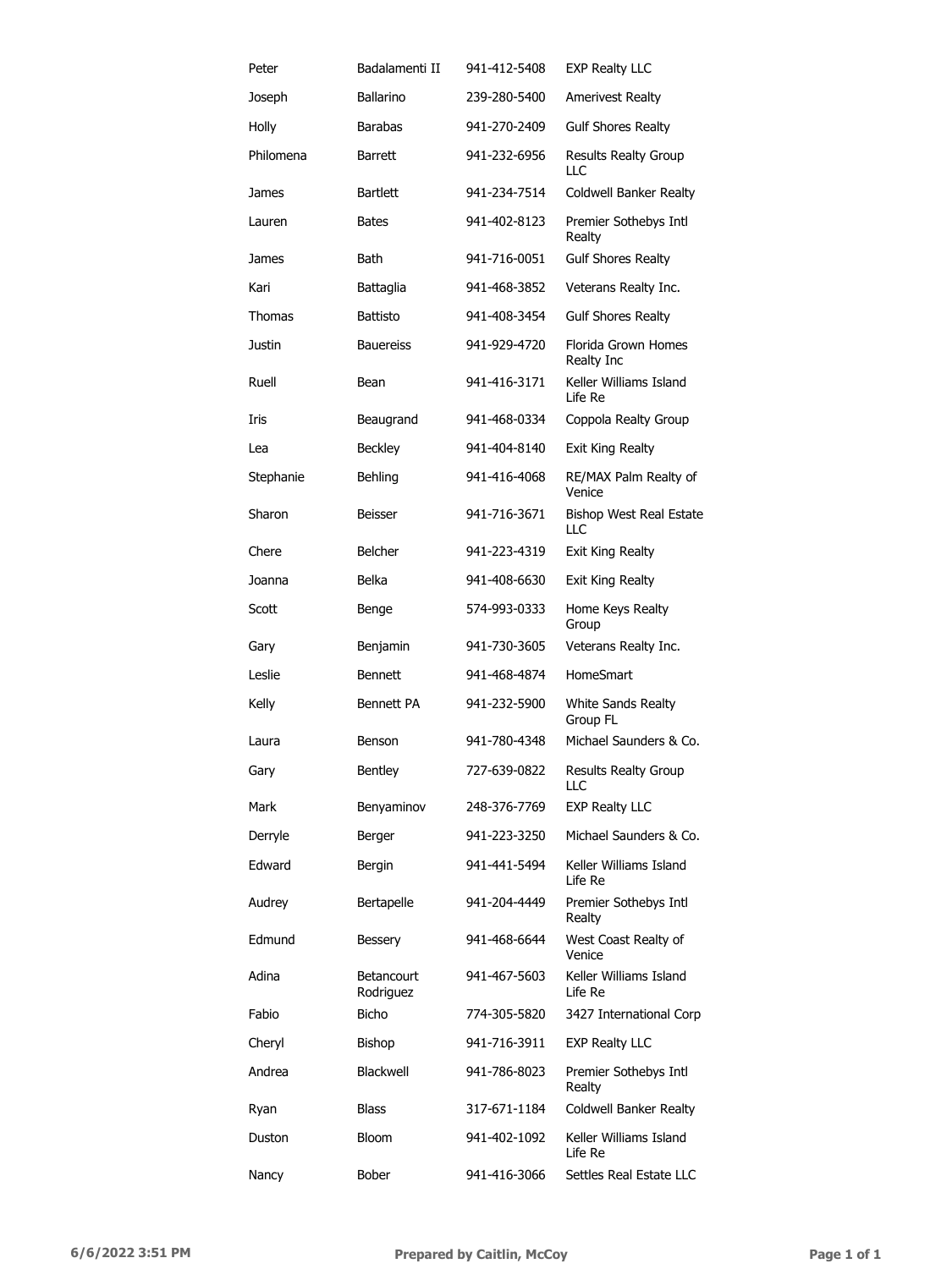| Peter | Badalamenti II | 941-412-5408 | EXP Realty LLC |
|---|---|---|---|
| Joseph | Ballarino | 239-280-5400 | Amerivest Realty |
| Holly | Barabas | 941-270-2409 | Gulf Shores Realty |
| Philomena | Barrett | 941-232-6956 | Results Realty Group LLC |
| James | Bartlett | 941-234-7514 | Coldwell Banker Realty |
| Lauren | Bates | 941-402-8123 | Premier Sothebys Intl Realty |
| James | Bath | 941-716-0051 | Gulf Shores Realty |
| Kari | Battaglia | 941-468-3852 | Veterans Realty Inc. |
| Thomas | Battisto | 941-408-3454 | Gulf Shores Realty |
| Justin | Bauereiss | 941-929-4720 | Florida Grown Homes Realty Inc |
| Ruell | Bean | 941-416-3171 | Keller Williams Island Life Re |
| Iris | Beaugrand | 941-468-0334 | Coppola Realty Group |
| Lea | Beckley | 941-404-8140 | Exit King Realty |
| Stephanie | Behling | 941-416-4068 | RE/MAX Palm Realty of Venice |
| Sharon | Beisser | 941-716-3671 | Bishop West Real Estate LLC |
| Chere | Belcher | 941-223-4319 | Exit King Realty |
| Joanna | Belka | 941-408-6630 | Exit King Realty |
| Scott | Benge | 574-993-0333 | Home Keys Realty Group |
| Gary | Benjamin | 941-730-3605 | Veterans Realty Inc. |
| Leslie | Bennett | 941-468-4874 | HomeSmart |
| Kelly | Bennett PA | 941-232-5900 | White Sands Realty Group FL |
| Laura | Benson | 941-780-4348 | Michael Saunders & Co. |
| Gary | Bentley | 727-639-0822 | Results Realty Group LLC |
| Mark | Benyaminov | 248-376-7769 | EXP Realty LLC |
| Derryle | Berger | 941-223-3250 | Michael Saunders & Co. |
| Edward | Bergin | 941-441-5494 | Keller Williams Island Life Re |
| Audrey | Bertapelle | 941-204-4449 | Premier Sothebys Intl Realty |
| Edmund | Bessery | 941-468-6644 | West Coast Realty of Venice |
| Adina | Betancourt Rodriguez | 941-467-5603 | Keller Williams Island Life Re |
| Fabio | Bicho | 774-305-5820 | 3427 International Corp |
| Cheryl | Bishop | 941-716-3911 | EXP Realty LLC |
| Andrea | Blackwell | 941-786-8023 | Premier Sothebys Intl Realty |
| Ryan | Blass | 317-671-1184 | Coldwell Banker Realty |
| Duston | Bloom | 941-402-1092 | Keller Williams Island Life Re |
| Nancy | Bober | 941-416-3066 | Settles Real Estate LLC |

6/6/2022 3:51 PM Prepared by Caitlin, McCoy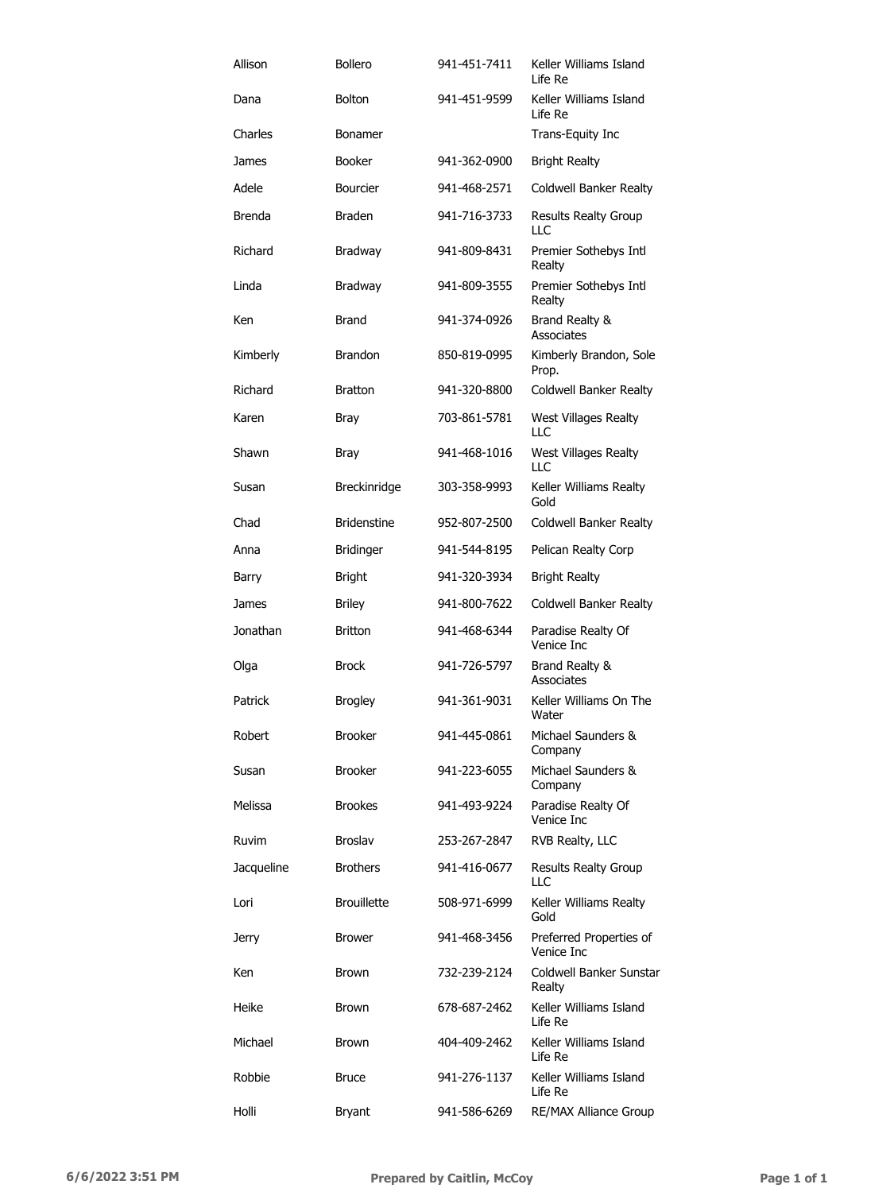| | | | |
|---|---|---|---|
| Allison | Bollero | 941-451-7411 | Keller Williams Island Life Re |
| Dana | Bolton | 941-451-9599 | Keller Williams Island Life Re |
| Charles | Bonamer | | Trans-Equity Inc |
| James | Booker | 941-362-0900 | Bright Realty |
| Adele | Bourcier | 941-468-2571 | Coldwell Banker Realty |
| Brenda | Braden | 941-716-3733 | Results Realty Group LLC |
| Richard | Bradway | 941-809-8431 | Premier Sothebys Intl Realty |
| Linda | Bradway | 941-809-3555 | Premier Sothebys Intl Realty |
| Ken | Brand | 941-374-0926 | Brand Realty & Associates |
| Kimberly | Brandon | 850-819-0995 | Kimberly Brandon, Sole Prop. |
| Richard | Bratton | 941-320-8800 | Coldwell Banker Realty |
| Karen | Bray | 703-861-5781 | West Villages Realty LLC |
| Shawn | Bray | 941-468-1016 | West Villages Realty LLC |
| Susan | Breckinridge | 303-358-9993 | Keller Williams Realty Gold |
| Chad | Bridenstine | 952-807-2500 | Coldwell Banker Realty |
| Anna | Bridinger | 941-544-8195 | Pelican Realty Corp |
| Barry | Bright | 941-320-3934 | Bright Realty |
| James | Briley | 941-800-7622 | Coldwell Banker Realty |
| Jonathan | Britton | 941-468-6344 | Paradise Realty Of Venice Inc |
| Olga | Brock | 941-726-5797 | Brand Realty & Associates |
| Patrick | Brogley | 941-361-9031 | Keller Williams On The Water |
| Robert | Brooker | 941-445-0861 | Michael Saunders & Company |
| Susan | Brooker | 941-223-6055 | Michael Saunders & Company |
| Melissa | Brookes | 941-493-9224 | Paradise Realty Of Venice Inc |
| Ruvim | Broslav | 253-267-2847 | RVB Realty, LLC |
| Jacqueline | Brothers | 941-416-0677 | Results Realty Group LLC |
| Lori | Brouillette | 508-971-6999 | Keller Williams Realty Gold |
| Jerry | Brower | 941-468-3456 | Preferred Properties of Venice Inc |
| Ken | Brown | 732-239-2124 | Coldwell Banker Sunstar Realty |
| Heike | Brown | 678-687-2462 | Keller Williams Island Life Re |
| Michael | Brown | 404-409-2462 | Keller Williams Island Life Re |
| Robbie | Bruce | 941-276-1137 | Keller Williams Island Life Re |
| Holli | Bryant | 941-586-6269 | RE/MAX Alliance Group |

6/6/2022 3:51 PM **Prepared by Caitlin, McCoy**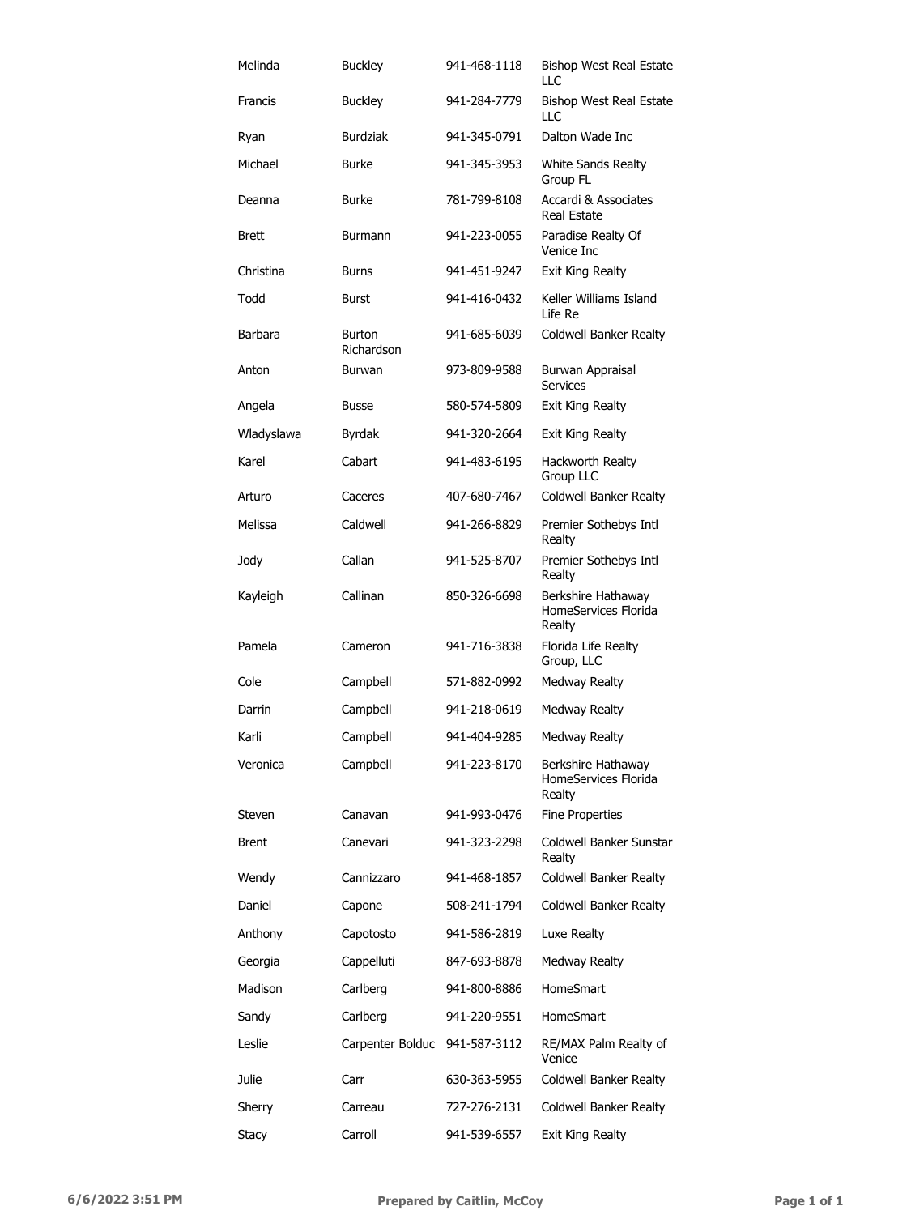| | | | |
|---|---|---|---|
| Melinda | Buckley | 941-468-1118 | Bishop West Real Estate LLC |
| Francis | Buckley | 941-284-7779 | Bishop West Real Estate LLC |
| Ryan | Burdziak | 941-345-0791 | Dalton Wade Inc |
| Michael | Burke | 941-345-3953 | White Sands Realty Group FL |
| Deanna | Burke | 781-799-8108 | Accardi & Associates Real Estate |
| Brett | Burmann | 941-223-0055 | Paradise Realty Of Venice Inc |
| Christina | Burns | 941-451-9247 | Exit King Realty |
| Todd | Burst | 941-416-0432 | Keller Williams Island Life Re |
| Barbara | Burton Richardson | 941-685-6039 | Coldwell Banker Realty |
| Anton | Burwan | 973-809-9588 | Burwan Appraisal Services |
| Angela | Busse | 580-574-5809 | Exit King Realty |
| Wladyslawa | Byrdak | 941-320-2664 | Exit King Realty |
| Karel | Cabart | 941-483-6195 | Hackworth Realty Group LLC |
| Arturo | Caceres | 407-680-7467 | Coldwell Banker Realty |
| Melissa | Caldwell | 941-266-8829 | Premier Sothebys Intl Realty |
| Jody | Callan | 941-525-8707 | Premier Sothebys Intl Realty |
| Kayleigh | Callinan | 850-326-6698 | Berkshire Hathaway HomeServices Florida Realty |
| Pamela | Cameron | 941-716-3838 | Florida Life Realty Group, LLC |
| Cole | Campbell | 571-882-0992 | Medway Realty |
| Darrin | Campbell | 941-218-0619 | Medway Realty |
| Karli | Campbell | 941-404-9285 | Medway Realty |
| Veronica | Campbell | 941-223-8170 | Berkshire Hathaway HomeServices Florida Realty |
| Steven | Canavan | 941-993-0476 | Fine Properties |
| Brent | Canevari | 941-323-2298 | Coldwell Banker Sunstar Realty |
| Wendy | Cannizzaro | 941-468-1857 | Coldwell Banker Realty |
| Daniel | Capone | 508-241-1794 | Coldwell Banker Realty |
| Anthony | Capotosto | 941-586-2819 | Luxe Realty |
| Georgia | Cappelluti | 847-693-8878 | Medway Realty |
| Madison | Carlberg | 941-800-8886 | HomeSmart |
| Sandy | Carlberg | 941-220-9551 | HomeSmart |
| Leslie | Carpenter Bolduc | 941-587-3112 | RE/MAX Palm Realty of Venice |
| Julie | Carr | 630-363-5955 | Coldwell Banker Realty |
| Sherry | Carreau | 727-276-2131 | Coldwell Banker Realty |
| Stacy | Carroll | 941-539-6557 | Exit King Realty |

6/6/2022 3:51 PM Prepared by Caitlin, McCoy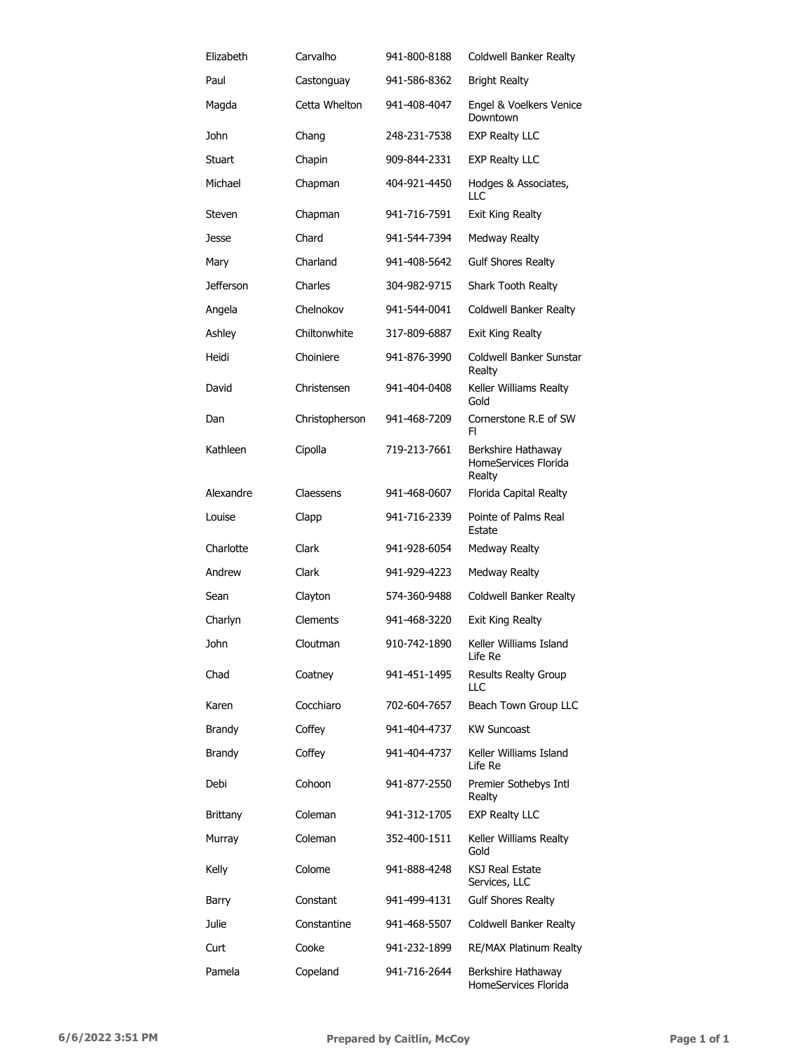| Elizabeth | Carvalho | 941-800-8188 | Coldwell Banker Realty |
|---|---|---|---|
| Paul | Castonguay | 941-586-8362 | Bright Realty |
| Magda | Cetta Whelton | 941-408-4047 | Engel & Voelkers Venice Downtown |
| John | Chang | 248-231-7538 | EXP Realty LLC |
| Stuart | Chapin | 909-844-2331 | EXP Realty LLC |
| Michael | Chapman | 404-921-4450 | Hodges & Associates, LLC |
| Steven | Chapman | 941-716-7591 | Exit King Realty |
| Jesse | Chard | 941-544-7394 | Medway Realty |
| Mary | Charland | 941-408-5642 | Gulf Shores Realty |
| Jefferson | Charles | 304-982-9715 | Shark Tooth Realty |
| Angela | Chelnokov | 941-544-0041 | Coldwell Banker Realty |
| Ashley | Chiltonwhite | 317-809-6887 | Exit King Realty |
| Heidi | Choiniere | 941-876-3990 | Coldwell Banker Sunstar Realty |
| David | Christensen | 941-404-0408 | Keller Williams Realty Gold |
| Dan | Christopherson | 941-468-7209 | Cornerstone R.E of SW Fl |
| Kathleen | Cipolla | 719-213-7661 | Berkshire Hathaway HomeServices Florida Realty |
| Alexandre | Claessens | 941-468-0607 | Florida Capital Realty |
| Louise | Clapp | 941-716-2339 | Pointe of Palms Real Estate |
| Charlotte | Clark | 941-928-6054 | Medway Realty |
| Andrew | Clark | 941-929-4223 | Medway Realty |
| Sean | Clayton | 574-360-9488 | Coldwell Banker Realty |
| Charlyn | Clements | 941-468-3220 | Exit King Realty |
| John | Cloutman | 910-742-1890 | Keller Williams Island Life Re |
| Chad | Coatney | 941-451-1495 | Results Realty Group LLC |
| Karen | Cocchiaro | 702-604-7657 | Beach Town Group LLC |
| Brandy | Coffey | 941-404-4737 | KW Suncoast |
| Brandy | Coffey | 941-404-4737 | Keller Williams Island Life Re |
| Debi | Cohoon | 941-877-2550 | Premier Sothebys Intl Realty |
| Brittany | Coleman | 941-312-1705 | EXP Realty LLC |
| Murray | Coleman | 352-400-1511 | Keller Williams Realty Gold |
| Kelly | Colome | 941-888-4248 | KSJ Real Estate Services, LLC |
| Barry | Constant | 941-499-4131 | Gulf Shores Realty |
| Julie | Constantine | 941-468-5507 | Coldwell Banker Realty |
| Curt | Cooke | 941-232-1899 | RE/MAX Platinum Realty |
| Pamela | Copeland | 941-716-2644 | Berkshire Hathaway HomeServices Florida |

6/6/2022 3:51 PM Prepared by Caitlin, McCoy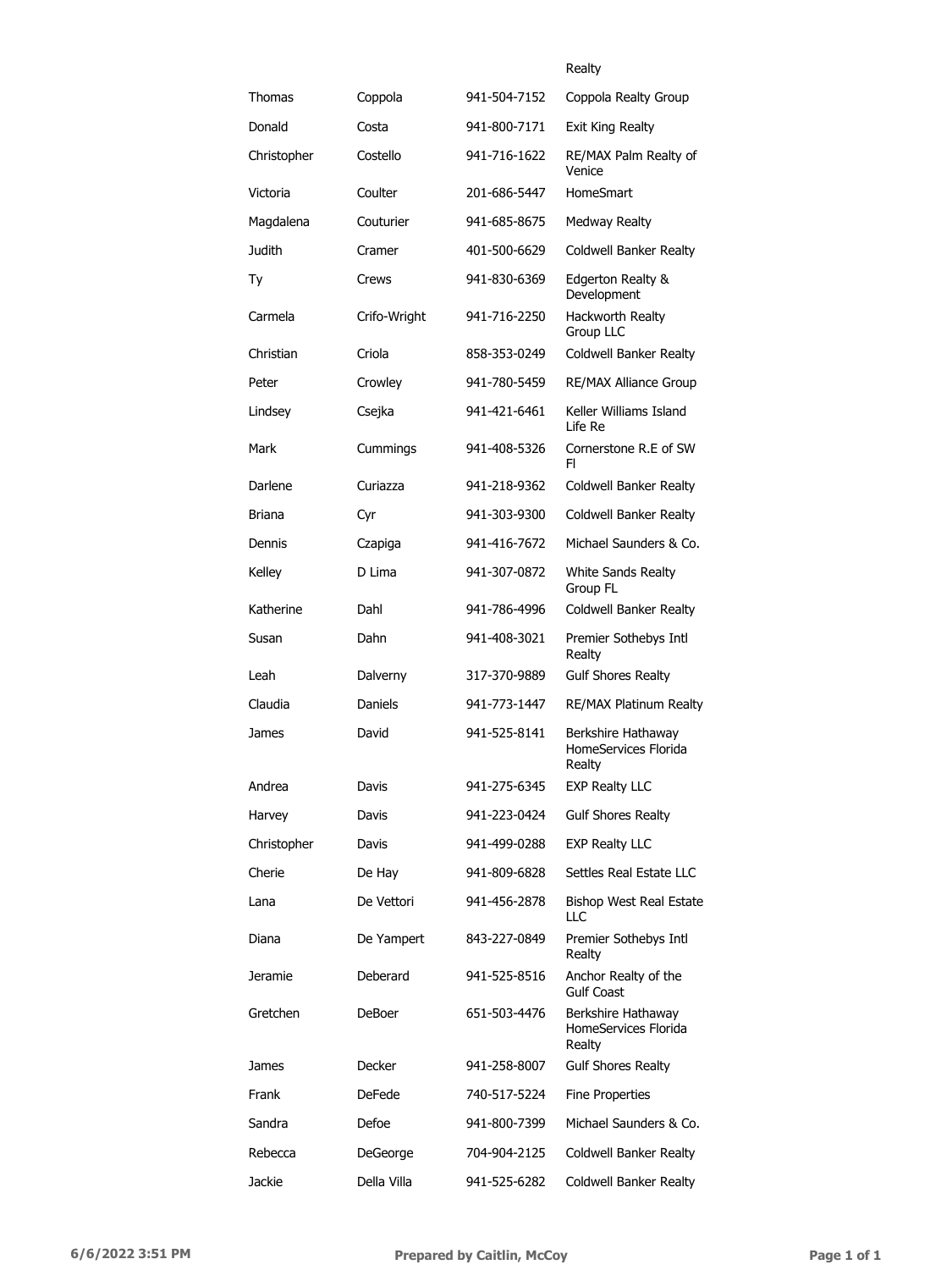| | | | Realty |
|---|---|---|---|
| Thomas | Coppola | 941-504-7152 | Coppola Realty Group |
| Donald | Costa | 941-800-7171 | Exit King Realty |
| Christopher | Costello | 941-716-1622 | RE/MAX Palm Realty of Venice |
| Victoria | Coulter | 201-686-5447 | HomeSmart |
| Magdalena | Couturier | 941-685-8675 | Medway Realty |
| Judith | Cramer | 401-500-6629 | Coldwell Banker Realty |
| Ty | Crews | 941-830-6369 | Edgerton Realty & Development |
| Carmela | Crifo-Wright | 941-716-2250 | Hackworth Realty Group LLC |
| Christian | Criola | 858-353-0249 | Coldwell Banker Realty |
| Peter | Crowley | 941-780-5459 | RE/MAX Alliance Group |
| Lindsey | Csejka | 941-421-6461 | Keller Williams Island Life Re |
| Mark | Cummings | 941-408-5326 | Cornerstone R.E of SW Fl |
| Darlene | Curiazza | 941-218-9362 | Coldwell Banker Realty |
| Briana | Cyr | 941-303-9300 | Coldwell Banker Realty |
| Dennis | Czapiga | 941-416-7672 | Michael Saunders & Co. |
| Kelley | D Lima | 941-307-0872 | White Sands Realty Group FL |
| Katherine | Dahl | 941-786-4996 | Coldwell Banker Realty |
| Susan | Dahn | 941-408-3021 | Premier Sothebys Intl Realty |
| Leah | Dalverny | 317-370-9889 | Gulf Shores Realty |
| Claudia | Daniels | 941-773-1447 | RE/MAX Platinum Realty |
| James | David | 941-525-8141 | Berkshire Hathaway HomeServices Florida Realty |
| Andrea | Davis | 941-275-6345 | EXP Realty LLC |
| Harvey | Davis | 941-223-0424 | Gulf Shores Realty |
| Christopher | Davis | 941-499-0288 | EXP Realty LLC |
| Cherie | De Hay | 941-809-6828 | Settles Real Estate LLC |
| Lana | De Vettori | 941-456-2878 | Bishop West Real Estate LLC |
| Diana | De Yampert | 843-227-0849 | Premier Sothebys Intl Realty |
| Jeramie | Deberard | 941-525-8516 | Anchor Realty of the Gulf Coast |
| Gretchen | DeBoer | 651-503-4476 | Berkshire Hathaway HomeServices Florida Realty |
| James | Decker | 941-258-8007 | Gulf Shores Realty |
| Frank | DeFede | 740-517-5224 | Fine Properties |
| Sandra | Defoe | 941-800-7399 | Michael Saunders & Co. |
| Rebecca | DeGeorge | 704-904-2125 | Coldwell Banker Realty |
| Jackie | Della Villa | 941-525-6282 | Coldwell Banker Realty |

6/6/2022 3:51 PM — Prepared by Caitlin, McCoy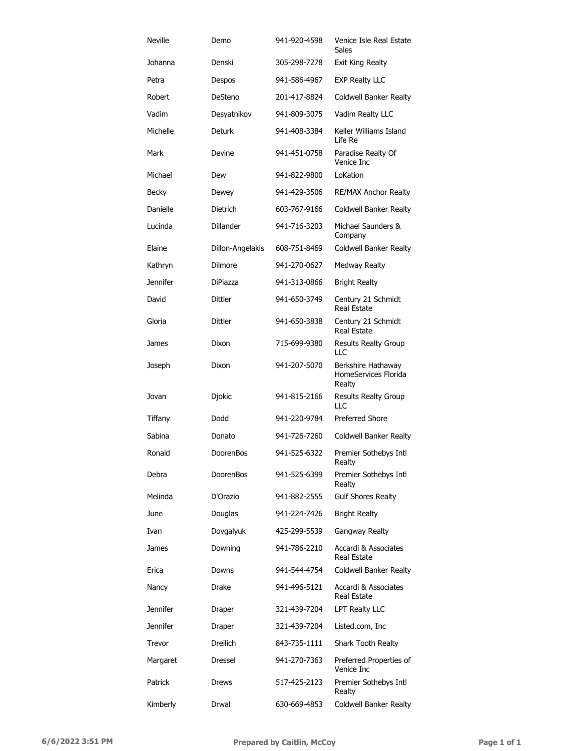| | | | |
|---|---|---|---|
| Neville | Demo | 941-920-4598 | Venice Isle Real Estate Sales |
| Johanna | Denski | 305-298-7278 | Exit King Realty |
| Petra | Despos | 941-586-4967 | EXP Realty LLC |
| Robert | DeSteno | 201-417-8824 | Coldwell Banker Realty |
| Vadim | Desyatnikov | 941-809-3075 | Vadim Realty LLC |
| Michelle | Deturk | 941-408-3384 | Keller Williams Island Life Re |
| Mark | Devine | 941-451-0758 | Paradise Realty Of Venice Inc |
| Michael | Dew | 941-822-9800 | LoKation |
| Becky | Dewey | 941-429-3506 | RE/MAX Anchor Realty |
| Danielle | Dietrich | 603-767-9166 | Coldwell Banker Realty |
| Lucinda | Dillander | 941-716-3203 | Michael Saunders & Company |
| Elaine | Dillon-Angelakis | 608-751-8469 | Coldwell Banker Realty |
| Kathryn | Dilmore | 941-270-0627 | Medway Realty |
| Jennifer | DiPiazza | 941-313-0866 | Bright Realty |
| David | Dittler | 941-650-3749 | Century 21 Schmidt Real Estate |
| Gloria | Dittler | 941-650-3838 | Century 21 Schmidt Real Estate |
| James | Dixon | 715-699-9380 | Results Realty Group LLC |
| Joseph | Dixon | 941-207-5070 | Berkshire Hathaway HomeServices Florida Realty |
| Jovan | Djokic | 941-815-2166 | Results Realty Group LLC |
| Tiffany | Dodd | 941-220-9784 | Preferred Shore |
| Sabina | Donato | 941-726-7260 | Coldwell Banker Realty |
| Ronald | DoorenBos | 941-525-6322 | Premier Sothebys Intl Realty |
| Debra | DoorenBos | 941-525-6399 | Premier Sothebys Intl Realty |
| Melinda | D'Orazio | 941-882-2555 | Gulf Shores Realty |
| June | Douglas | 941-224-7426 | Bright Realty |
| Ivan | Dovgalyuk | 425-299-5539 | Gangway Realty |
| James | Downing | 941-786-2210 | Accardi & Associates Real Estate |
| Erica | Downs | 941-544-4754 | Coldwell Banker Realty |
| Nancy | Drake | 941-496-5121 | Accardi & Associates Real Estate |
| Jennifer | Draper | 321-439-7204 | LPT Realty LLC |
| Jennifer | Draper | 321-439-7204 | Listed.com, Inc |
| Trevor | Dreilich | 843-735-1111 | Shark Tooth Realty |
| Margaret | Dressel | 941-270-7363 | Preferred Properties of Venice Inc |
| Patrick | Drews | 517-425-2123 | Premier Sothebys Intl Realty |
| Kimberly | Drwal | 630-669-4853 | Coldwell Banker Realty |

6/6/2022 3:51 PM Prepared by Caitlin, McCoy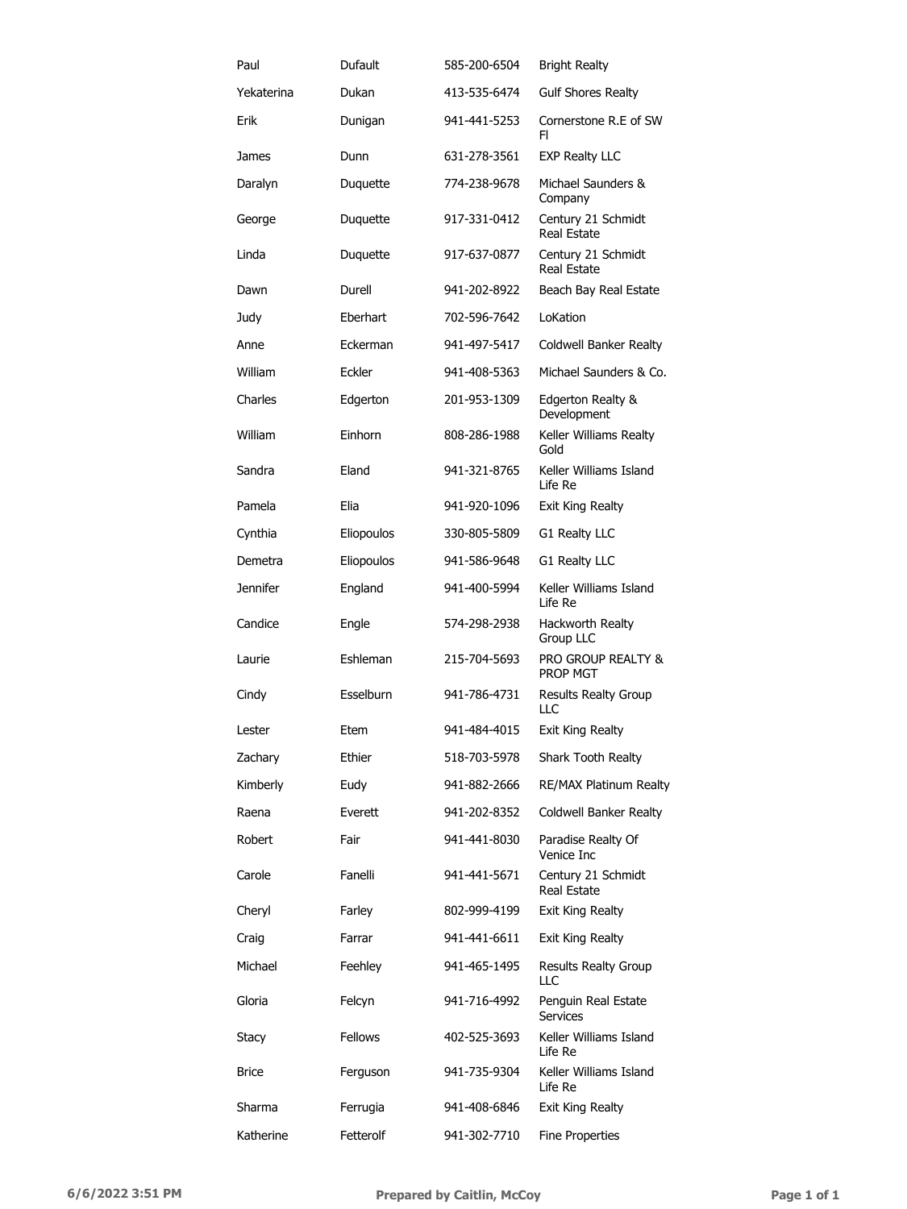| | | | |
|---|---|---|---|
| Paul | Dufault | 585-200-6504 | Bright Realty |
| Yekaterina | Dukan | 413-535-6474 | Gulf Shores Realty |
| Erik | Dunigan | 941-441-5253 | Cornerstone R.E of SW Fl |
| James | Dunn | 631-278-3561 | EXP Realty LLC |
| Daralyn | Duquette | 774-238-9678 | Michael Saunders & Company |
| George | Duquette | 917-331-0412 | Century 21 Schmidt Real Estate |
| Linda | Duquette | 917-637-0877 | Century 21 Schmidt Real Estate |
| Dawn | Durell | 941-202-8922 | Beach Bay Real Estate |
| Judy | Eberhart | 702-596-7642 | LoKation |
| Anne | Eckerman | 941-497-5417 | Coldwell Banker Realty |
| William | Eckler | 941-408-5363 | Michael Saunders & Co. |
| Charles | Edgerton | 201-953-1309 | Edgerton Realty & Development |
| William | Einhorn | 808-286-1988 | Keller Williams Realty Gold |
| Sandra | Eland | 941-321-8765 | Keller Williams Island Life Re |
| Pamela | Elia | 941-920-1096 | Exit King Realty |
| Cynthia | Eliopoulos | 330-805-5809 | G1 Realty LLC |
| Demetra | Eliopoulos | 941-586-9648 | G1 Realty LLC |
| Jennifer | England | 941-400-5994 | Keller Williams Island Life Re |
| Candice | Engle | 574-298-2938 | Hackworth Realty Group LLC |
| Laurie | Eshleman | 215-704-5693 | PRO GROUP REALTY & PROP MGT |
| Cindy | Esselburn | 941-786-4731 | Results Realty Group LLC |
| Lester | Etem | 941-484-4015 | Exit King Realty |
| Zachary | Ethier | 518-703-5978 | Shark Tooth Realty |
| Kimberly | Eudy | 941-882-2666 | RE/MAX Platinum Realty |
| Raena | Everett | 941-202-8352 | Coldwell Banker Realty |
| Robert | Fair | 941-441-8030 | Paradise Realty Of Venice Inc |
| Carole | Fanelli | 941-441-5671 | Century 21 Schmidt Real Estate |
| Cheryl | Farley | 802-999-4199 | Exit King Realty |
| Craig | Farrar | 941-441-6611 | Exit King Realty |
| Michael | Feehley | 941-465-1495 | Results Realty Group LLC |
| Gloria | Felcyn | 941-716-4992 | Penguin Real Estate Services |
| Stacy | Fellows | 402-525-3693 | Keller Williams Island Life Re |
| Brice | Ferguson | 941-735-9304 | Keller Williams Island Life Re |
| Sharma | Ferrugia | 941-408-6846 | Exit King Realty |
| Katherine | Fetterolf | 941-302-7710 | Fine Properties |

6/6/2022 3:51 PM Prepared by Caitlin, McCoy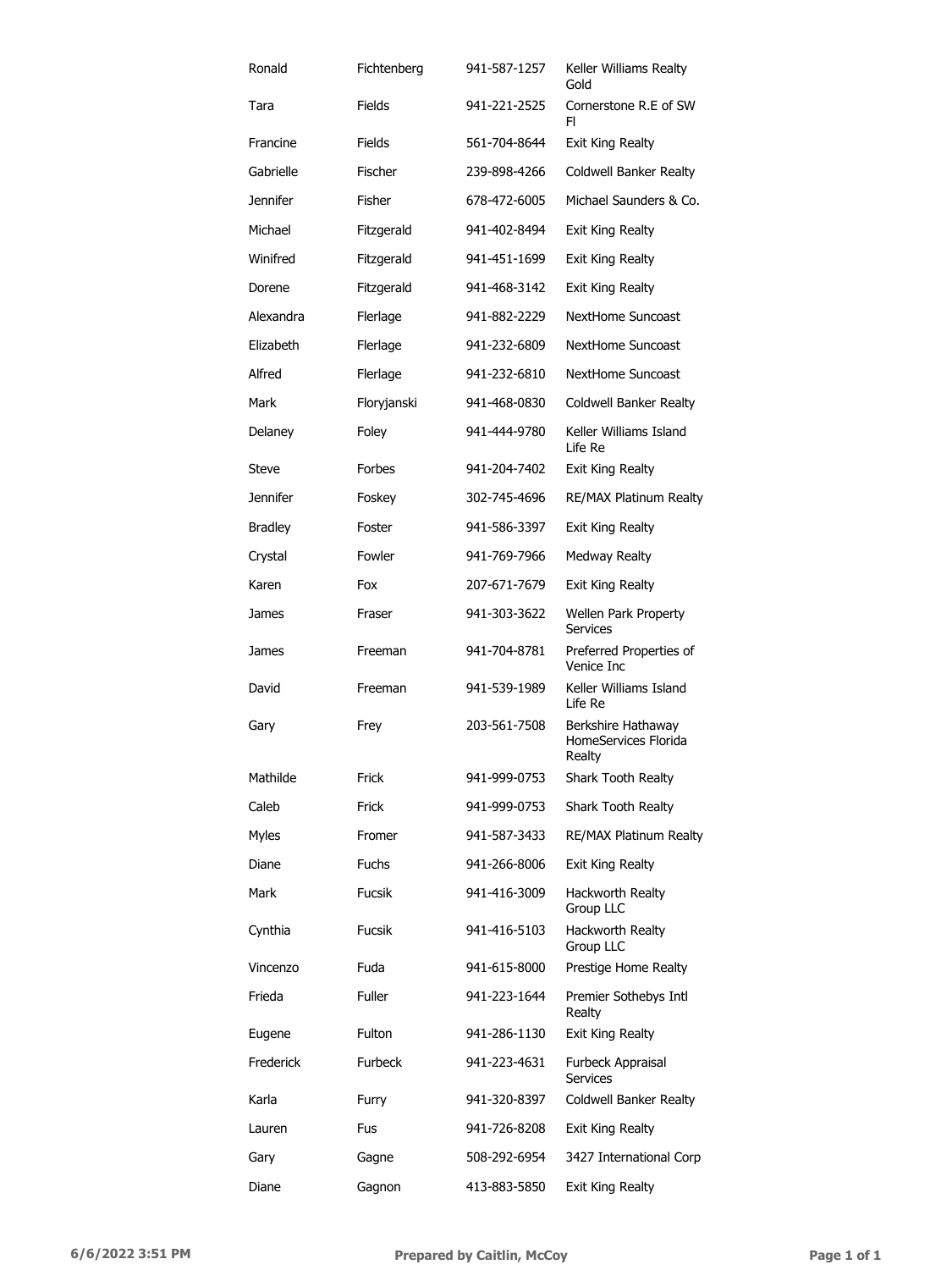| Ronald | Fichtenberg | 941-587-1257 | Keller Williams Realty Gold |
|---|---|---|---|
| Tara | Fields | 941-221-2525 | Cornerstone R.E of SW Fl |
| Francine | Fields | 561-704-8644 | Exit King Realty |
| Gabrielle | Fischer | 239-898-4266 | Coldwell Banker Realty |
| Jennifer | Fisher | 678-472-6005 | Michael Saunders & Co. |
| Michael | Fitzgerald | 941-402-8494 | Exit King Realty |
| Winifred | Fitzgerald | 941-451-1699 | Exit King Realty |
| Dorene | Fitzgerald | 941-468-3142 | Exit King Realty |
| Alexandra | Flerlage | 941-882-2229 | NextHome Suncoast |
| Elizabeth | Flerlage | 941-232-6809 | NextHome Suncoast |
| Alfred | Flerlage | 941-232-6810 | NextHome Suncoast |
| Mark | Floryjanski | 941-468-0830 | Coldwell Banker Realty |
| Delaney | Foley | 941-444-9780 | Keller Williams Island Life Re |
| Steve | Forbes | 941-204-7402 | Exit King Realty |
| Jennifer | Foskey | 302-745-4696 | RE/MAX Platinum Realty |
| Bradley | Foster | 941-586-3397 | Exit King Realty |
| Crystal | Fowler | 941-769-7966 | Medway Realty |
| Karen | Fox | 207-671-7679 | Exit King Realty |
| James | Fraser | 941-303-3622 | Wellen Park Property Services |
| James | Freeman | 941-704-8781 | Preferred Properties of Venice Inc |
| David | Freeman | 941-539-1989 | Keller Williams Island Life Re |
| Gary | Frey | 203-561-7508 | Berkshire Hathaway HomeServices Florida Realty |
| Mathilde | Frick | 941-999-0753 | Shark Tooth Realty |
| Caleb | Frick | 941-999-0753 | Shark Tooth Realty |
| Myles | Fromer | 941-587-3433 | RE/MAX Platinum Realty |
| Diane | Fuchs | 941-266-8006 | Exit King Realty |
| Mark | Fucsik | 941-416-3009 | Hackworth Realty Group LLC |
| Cynthia | Fucsik | 941-416-5103 | Hackworth Realty Group LLC |
| Vincenzo | Fuda | 941-615-8000 | Prestige Home Realty |
| Frieda | Fuller | 941-223-1644 | Premier Sothebys Intl Realty |
| Eugene | Fulton | 941-286-1130 | Exit King Realty |
| Frederick | Furbeck | 941-223-4631 | Furbeck Appraisal Services |
| Karla | Furry | 941-320-8397 | Coldwell Banker Realty |
| Lauren | Fus | 941-726-8208 | Exit King Realty |
| Gary | Gagne | 508-292-6954 | 3427 International Corp |
| Diane | Gagnon | 413-883-5850 | Exit King Realty |

6/6/2022 3:51 PM **Prepared by Caitlin, McCoy**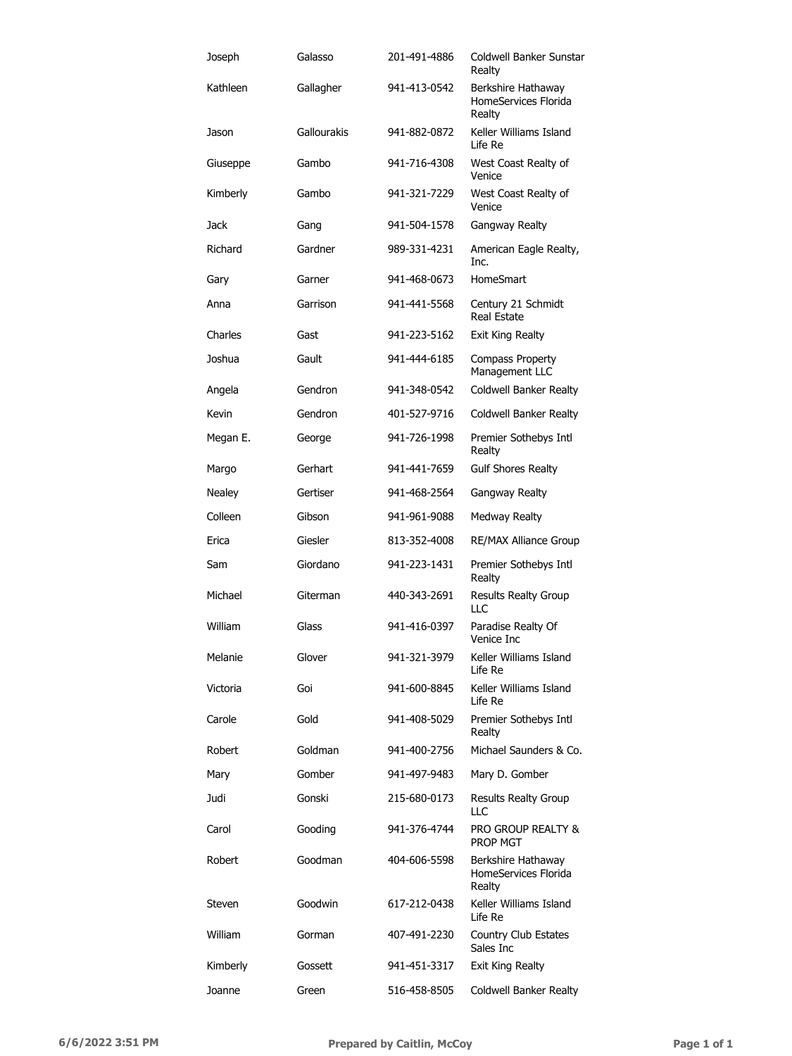| Joseph | Galasso | 201-491-4886 | Coldwell Banker Sunstar Realty |
|---|---|---|---|
| Kathleen | Gallagher | 941-413-0542 | Berkshire Hathaway HomeServices Florida Realty |
| Jason | Gallourakis | 941-882-0872 | Keller Williams Island Life Re |
| Giuseppe | Gambo | 941-716-4308 | West Coast Realty of Venice |
| Kimberly | Gambo | 941-321-7229 | West Coast Realty of Venice |
| Jack | Gang | 941-504-1578 | Gangway Realty |
| Richard | Gardner | 989-331-4231 | American Eagle Realty, Inc. |
| Gary | Garner | 941-468-0673 | HomeSmart |
| Anna | Garrison | 941-441-5568 | Century 21 Schmidt Real Estate |
| Charles | Gast | 941-223-5162 | Exit King Realty |
| Joshua | Gault | 941-444-6185 | Compass Property Management LLC |
| Angela | Gendron | 941-348-0542 | Coldwell Banker Realty |
| Kevin | Gendron | 401-527-9716 | Coldwell Banker Realty |
| Megan E. | George | 941-726-1998 | Premier Sothebys Intl Realty |
| Margo | Gerhart | 941-441-7659 | Gulf Shores Realty |
| Nealey | Gertiser | 941-468-2564 | Gangway Realty |
| Colleen | Gibson | 941-961-9088 | Medway Realty |
| Erica | Giesler | 813-352-4008 | RE/MAX Alliance Group |
| Sam | Giordano | 941-223-1431 | Premier Sothebys Intl Realty |
| Michael | Giterman | 440-343-2691 | Results Realty Group LLC |
| William | Glass | 941-416-0397 | Paradise Realty Of Venice Inc |
| Melanie | Glover | 941-321-3979 | Keller Williams Island Life Re |
| Victoria | Goi | 941-600-8845 | Keller Williams Island Life Re |
| Carole | Gold | 941-408-5029 | Premier Sothebys Intl Realty |
| Robert | Goldman | 941-400-2756 | Michael Saunders & Co. |
| Mary | Gomber | 941-497-9483 | Mary D. Gomber |
| Judi | Gonski | 215-680-0173 | Results Realty Group LLC |
| Carol | Gooding | 941-376-4744 | PRO GROUP REALTY & PROP MGT |
| Robert | Goodman | 404-606-5598 | Berkshire Hathaway HomeServices Florida Realty |
| Steven | Goodwin | 617-212-0438 | Keller Williams Island Life Re |
| William | Gorman | 407-491-2230 | Country Club Estates Sales Inc |
| Kimberly | Gossett | 941-451-3317 | Exit King Realty |
| Joanne | Green | 516-458-8505 | Coldwell Banker Realty |

6/6/2022 3:51 PM | Prepared by Caitlin, McCoy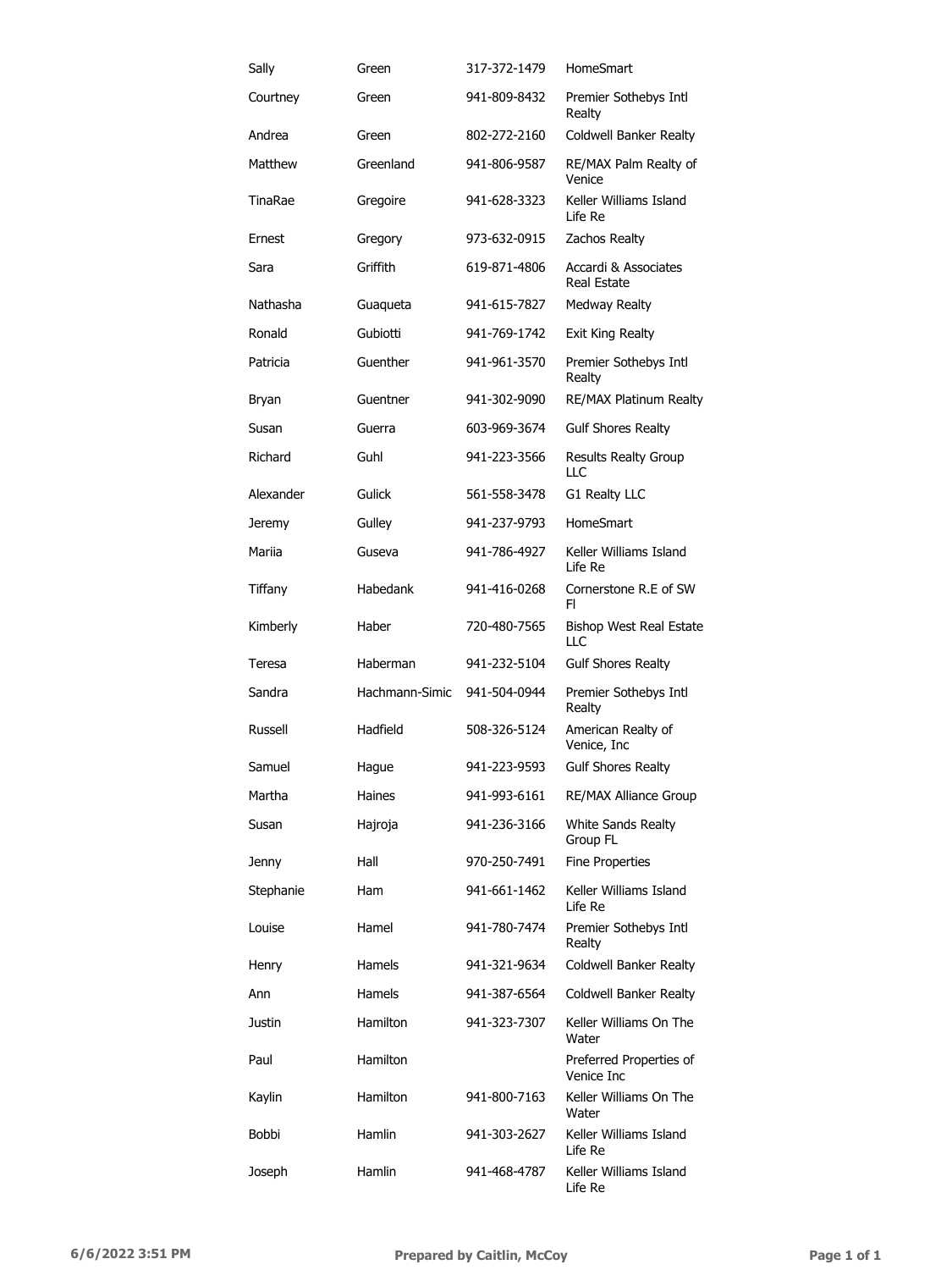| | | | |
|---|---|---|---|
| Sally | Green | 317-372-1479 | HomeSmart |
| Courtney | Green | 941-809-8432 | Premier Sothebys Intl Realty |
| Andrea | Green | 802-272-2160 | Coldwell Banker Realty |
| Matthew | Greenland | 941-806-9587 | RE/MAX Palm Realty of Venice |
| TinaRae | Gregoire | 941-628-3323 | Keller Williams Island Life Re |
| Ernest | Gregory | 973-632-0915 | Zachos Realty |
| Sara | Griffith | 619-871-4806 | Accardi & Associates Real Estate |
| Nathasha | Guaqueta | 941-615-7827 | Medway Realty |
| Ronald | Gubiotti | 941-769-1742 | Exit King Realty |
| Patricia | Guenther | 941-961-3570 | Premier Sothebys Intl Realty |
| Bryan | Guentner | 941-302-9090 | RE/MAX Platinum Realty |
| Susan | Guerra | 603-969-3674 | Gulf Shores Realty |
| Richard | Guhl | 941-223-3566 | Results Realty Group LLC |
| Alexander | Gulick | 561-558-3478 | G1 Realty LLC |
| Jeremy | Gulley | 941-237-9793 | HomeSmart |
| Mariia | Guseva | 941-786-4927 | Keller Williams Island Life Re |
| Tiffany | Habedank | 941-416-0268 | Cornerstone R.E of SW Fl |
| Kimberly | Haber | 720-480-7565 | Bishop West Real Estate LLC |
| Teresa | Haberman | 941-232-5104 | Gulf Shores Realty |
| Sandra | Hachmann-Simic | 941-504-0944 | Premier Sothebys Intl Realty |
| Russell | Hadfield | 508-326-5124 | American Realty of Venice, Inc |
| Samuel | Hague | 941-223-9593 | Gulf Shores Realty |
| Martha | Haines | 941-993-6161 | RE/MAX Alliance Group |
| Susan | Hajroja | 941-236-3166 | White Sands Realty Group FL |
| Jenny | Hall | 970-250-7491 | Fine Properties |
| Stephanie | Ham | 941-661-1462 | Keller Williams Island Life Re |
| Louise | Hamel | 941-780-7474 | Premier Sothebys Intl Realty |
| Henry | Hamels | 941-321-9634 | Coldwell Banker Realty |
| Ann | Hamels | 941-387-6564 | Coldwell Banker Realty |
| Justin | Hamilton | 941-323-7307 | Keller Williams On The Water |
| Paul | Hamilton | | Preferred Properties of Venice Inc |
| Kaylin | Hamilton | 941-800-7163 | Keller Williams On The Water |
| Bobbi | Hamlin | 941-303-2627 | Keller Williams Island Life Re |
| Joseph | Hamlin | 941-468-4787 | Keller Williams Island Life Re |

6/6/2022 3:51 PM Prepared by Caitlin, McCoy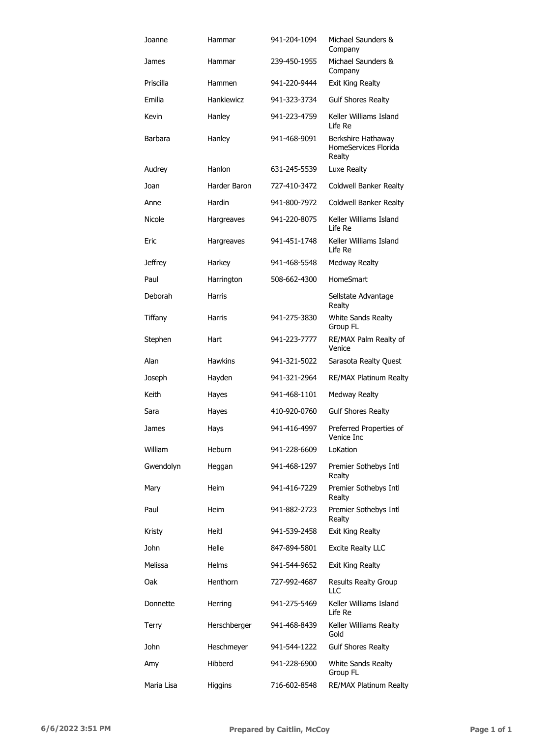| | | | |
|---|---|---|---|
| Joanne | Hammar | 941-204-1094 | Michael Saunders & Company |
| James | Hammar | 239-450-1955 | Michael Saunders & Company |
| Priscilla | Hammen | 941-220-9444 | Exit King Realty |
| Emilia | Hankiewicz | 941-323-3734 | Gulf Shores Realty |
| Kevin | Hanley | 941-223-4759 | Keller Williams Island Life Re |
| Barbara | Hanley | 941-468-9091 | Berkshire Hathaway HomeServices Florida Realty |
| Audrey | Hanlon | 631-245-5539 | Luxe Realty |
| Joan | Harder Baron | 727-410-3472 | Coldwell Banker Realty |
| Anne | Hardin | 941-800-7972 | Coldwell Banker Realty |
| Nicole | Hargreaves | 941-220-8075 | Keller Williams Island Life Re |
| Eric | Hargreaves | 941-451-1748 | Keller Williams Island Life Re |
| Jeffrey | Harkey | 941-468-5548 | Medway Realty |
| Paul | Harrington | 508-662-4300 | HomeSmart |
| Deborah | Harris | | Sellstate Advantage Realty |
| Tiffany | Harris | 941-275-3830 | White Sands Realty Group FL |
| Stephen | Hart | 941-223-7777 | RE/MAX Palm Realty of Venice |
| Alan | Hawkins | 941-321-5022 | Sarasota Realty Quest |
| Joseph | Hayden | 941-321-2964 | RE/MAX Platinum Realty |
| Keith | Hayes | 941-468-1101 | Medway Realty |
| Sara | Hayes | 410-920-0760 | Gulf Shores Realty |
| James | Hays | 941-416-4997 | Preferred Properties of Venice Inc |
| William | Heburn | 941-228-6609 | LoKation |
| Gwendolyn | Heggan | 941-468-1297 | Premier Sothebys Intl Realty |
| Mary | Heim | 941-416-7229 | Premier Sothebys Intl Realty |
| Paul | Heim | 941-882-2723 | Premier Sothebys Intl Realty |
| Kristy | Heitl | 941-539-2458 | Exit King Realty |
| John | Helle | 847-894-5801 | Excite Realty LLC |
| Melissa | Helms | 941-544-9652 | Exit King Realty |
| Oak | Henthorn | 727-992-4687 | Results Realty Group LLC |
| Donnette | Herring | 941-275-5469 | Keller Williams Island Life Re |
| Terry | Herschberger | 941-468-8439 | Keller Williams Realty Gold |
| John | Heschmeyer | 941-544-1222 | Gulf Shores Realty |
| Amy | Hibberd | 941-228-6900 | White Sands Realty Group FL |
| Maria Lisa | Higgins | 716-602-8548 | RE/MAX Platinum Realty |

6/6/2022 3:51 PM — Prepared by Caitlin, McCoy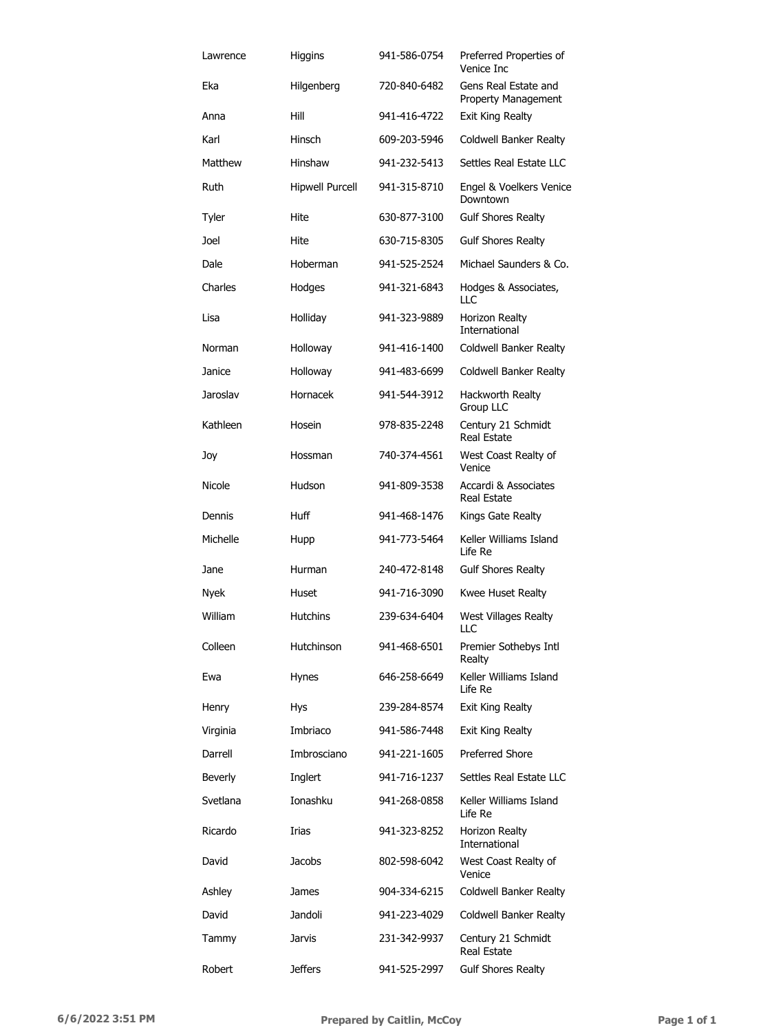| | | | |
|---|---|---|---|
| Lawrence | Higgins | 941-586-0754 | Preferred Properties of Venice Inc |
| Eka | Hilgenberg | 720-840-6482 | Gens Real Estate and Property Management |
| Anna | Hill | 941-416-4722 | Exit King Realty |
| Karl | Hinsch | 609-203-5946 | Coldwell Banker Realty |
| Matthew | Hinshaw | 941-232-5413 | Settles Real Estate LLC |
| Ruth | Hipwell Purcell | 941-315-8710 | Engel & Voelkers Venice Downtown |
| Tyler | Hite | 630-877-3100 | Gulf Shores Realty |
| Joel | Hite | 630-715-8305 | Gulf Shores Realty |
| Dale | Hoberman | 941-525-2524 | Michael Saunders & Co. |
| Charles | Hodges | 941-321-6843 | Hodges & Associates, LLC |
| Lisa | Holliday | 941-323-9889 | Horizon Realty International |
| Norman | Holloway | 941-416-1400 | Coldwell Banker Realty |
| Janice | Holloway | 941-483-6699 | Coldwell Banker Realty |
| Jaroslav | Hornacek | 941-544-3912 | Hackworth Realty Group LLC |
| Kathleen | Hosein | 978-835-2248 | Century 21 Schmidt Real Estate |
| Joy | Hossman | 740-374-4561 | West Coast Realty of Venice |
| Nicole | Hudson | 941-809-3538 | Accardi & Associates Real Estate |
| Dennis | Huff | 941-468-1476 | Kings Gate Realty |
| Michelle | Hupp | 941-773-5464 | Keller Williams Island Life Re |
| Jane | Hurman | 240-472-8148 | Gulf Shores Realty |
| Nyek | Huset | 941-716-3090 | Kwee Huset Realty |
| William | Hutchins | 239-634-6404 | West Villages Realty LLC |
| Colleen | Hutchinson | 941-468-6501 | Premier Sothebys Intl Realty |
| Ewa | Hynes | 646-258-6649 | Keller Williams Island Life Re |
| Henry | Hys | 239-284-8574 | Exit King Realty |
| Virginia | Imbriaco | 941-586-7448 | Exit King Realty |
| Darrell | Imbrosciano | 941-221-1605 | Preferred Shore |
| Beverly | Inglert | 941-716-1237 | Settles Real Estate LLC |
| Svetlana | Ionashku | 941-268-0858 | Keller Williams Island Life Re |
| Ricardo | Irias | 941-323-8252 | Horizon Realty International |
| David | Jacobs | 802-598-6042 | West Coast Realty of Venice |
| Ashley | James | 904-334-6215 | Coldwell Banker Realty |
| David | Jandoli | 941-223-4029 | Coldwell Banker Realty |
| Tammy | Jarvis | 231-342-9937 | Century 21 Schmidt Real Estate |
| Robert | Jeffers | 941-525-2997 | Gulf Shores Realty |

6/6/2022 3:51 PM Prepared by Caitlin, McCoy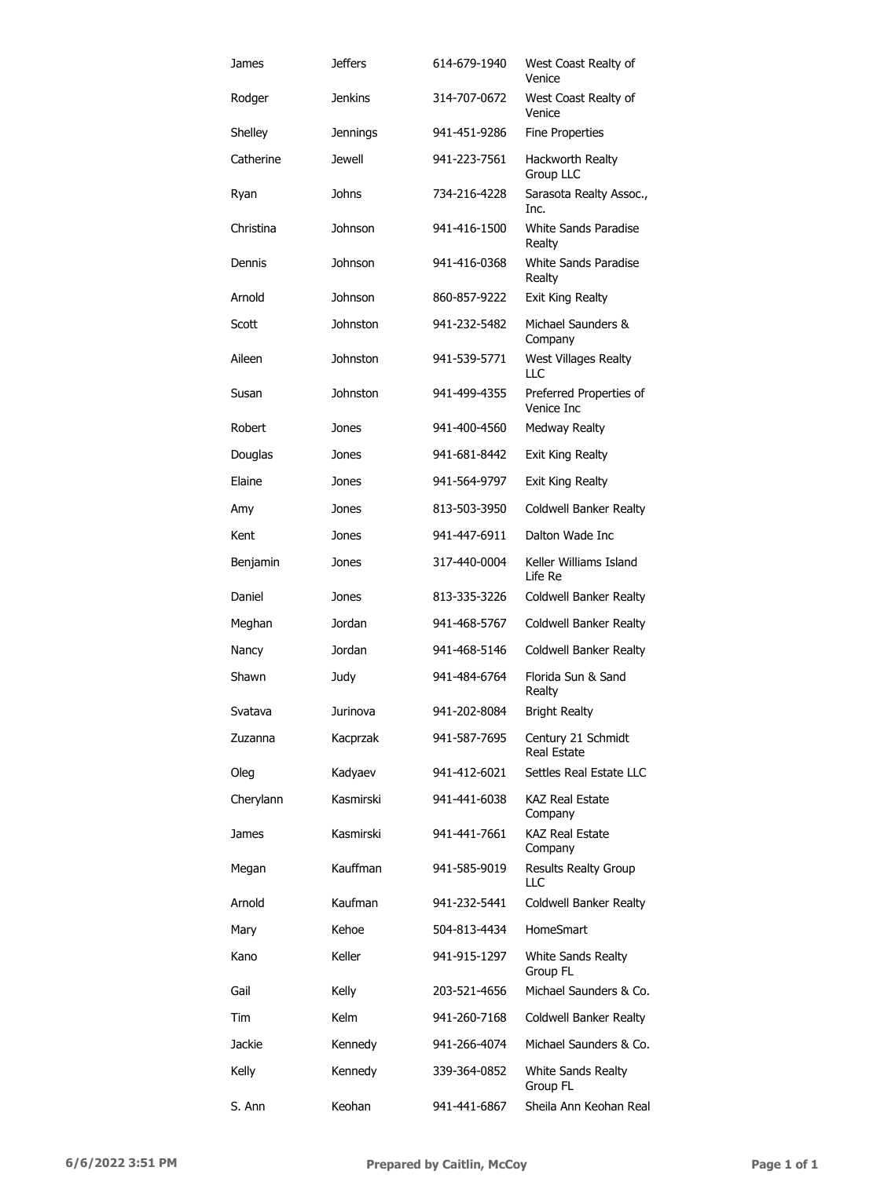| | | | |
|---|---|---|---|
| James | Jeffers | 614-679-1940 | West Coast Realty of Venice |
| Rodger | Jenkins | 314-707-0672 | West Coast Realty of Venice |
| Shelley | Jennings | 941-451-9286 | Fine Properties |
| Catherine | Jewell | 941-223-7561 | Hackworth Realty Group LLC |
| Ryan | Johns | 734-216-4228 | Sarasota Realty Assoc., Inc. |
| Christina | Johnson | 941-416-1500 | White Sands Paradise Realty |
| Dennis | Johnson | 941-416-0368 | White Sands Paradise Realty |
| Arnold | Johnson | 860-857-9222 | Exit King Realty |
| Scott | Johnston | 941-232-5482 | Michael Saunders & Company |
| Aileen | Johnston | 941-539-5771 | West Villages Realty LLC |
| Susan | Johnston | 941-499-4355 | Preferred Properties of Venice Inc |
| Robert | Jones | 941-400-4560 | Medway Realty |
| Douglas | Jones | 941-681-8442 | Exit King Realty |
| Elaine | Jones | 941-564-9797 | Exit King Realty |
| Amy | Jones | 813-503-3950 | Coldwell Banker Realty |
| Kent | Jones | 941-447-6911 | Dalton Wade Inc |
| Benjamin | Jones | 317-440-0004 | Keller Williams Island Life Re |
| Daniel | Jones | 813-335-3226 | Coldwell Banker Realty |
| Meghan | Jordan | 941-468-5767 | Coldwell Banker Realty |
| Nancy | Jordan | 941-468-5146 | Coldwell Banker Realty |
| Shawn | Judy | 941-484-6764 | Florida Sun & Sand Realty |
| Svatava | Jurinova | 941-202-8084 | Bright Realty |
| Zuzanna | Kacprzak | 941-587-7695 | Century 21 Schmidt Real Estate |
| Oleg | Kadyaev | 941-412-6021 | Settles Real Estate LLC |
| Cherylann | Kasmirski | 941-441-6038 | KAZ Real Estate Company |
| James | Kasmirski | 941-441-7661 | KAZ Real Estate Company |
| Megan | Kauffman | 941-585-9019 | Results Realty Group LLC |
| Arnold | Kaufman | 941-232-5441 | Coldwell Banker Realty |
| Mary | Kehoe | 504-813-4434 | HomeSmart |
| Kano | Keller | 941-915-1297 | White Sands Realty Group FL |
| Gail | Kelly | 203-521-4656 | Michael Saunders & Co. |
| Tim | Kelm | 941-260-7168 | Coldwell Banker Realty |
| Jackie | Kennedy | 941-266-4074 | Michael Saunders & Co. |
| Kelly | Kennedy | 339-364-0852 | White Sands Realty Group FL |
| S. Ann | Keohan | 941-441-6867 | Sheila Ann Keohan Real |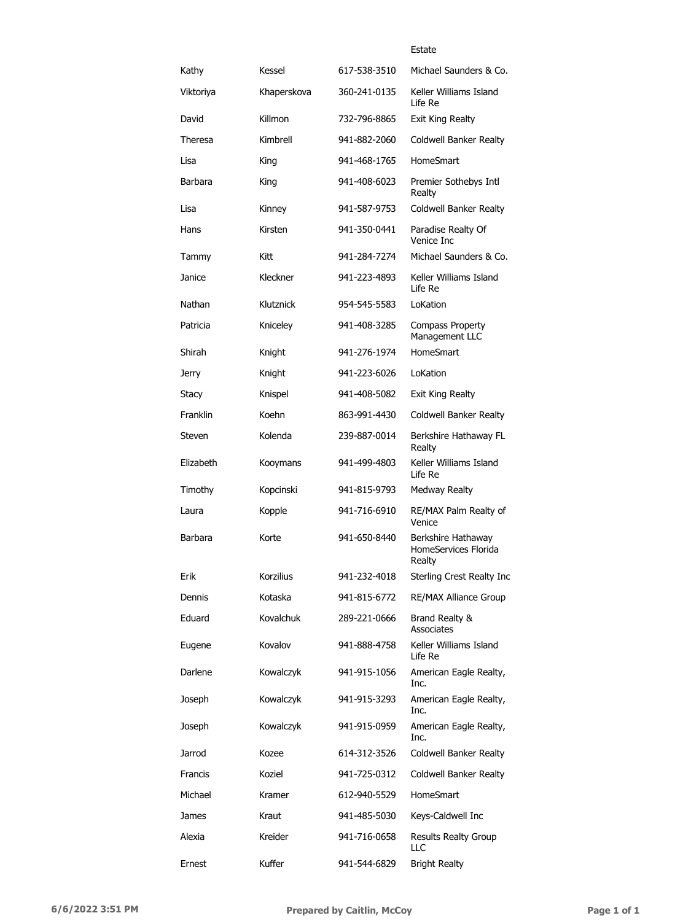| | | | Estate |
|---|---|---|---|
| Kathy | Kessel | 617-538-3510 | Michael Saunders & Co. |
| Viktoriya | Khaperskova | 360-241-0135 | Keller Williams Island Life Re |
| David | Killmon | 732-796-8865 | Exit King Realty |
| Theresa | Kimbrell | 941-882-2060 | Coldwell Banker Realty |
| Lisa | King | 941-468-1765 | HomeSmart |
| Barbara | King | 941-408-6023 | Premier Sothebys Intl Realty |
| Lisa | Kinney | 941-587-9753 | Coldwell Banker Realty |
| Hans | Kirsten | 941-350-0441 | Paradise Realty Of Venice Inc |
| Tammy | Kitt | 941-284-7274 | Michael Saunders & Co. |
| Janice | Kleckner | 941-223-4893 | Keller Williams Island Life Re |
| Nathan | Klutznick | 954-545-5583 | LoKation |
| Patricia | Kniceley | 941-408-3285 | Compass Property Management LLC |
| Shirah | Knight | 941-276-1974 | HomeSmart |
| Jerry | Knight | 941-223-6026 | LoKation |
| Stacy | Knispel | 941-408-5082 | Exit King Realty |
| Franklin | Koehn | 863-991-4430 | Coldwell Banker Realty |
| Steven | Kolenda | 239-887-0014 | Berkshire Hathaway FL Realty |
| Elizabeth | Kooymans | 941-499-4803 | Keller Williams Island Life Re |
| Timothy | Kopcinski | 941-815-9793 | Medway Realty |
| Laura | Kopple | 941-716-6910 | RE/MAX Palm Realty of Venice |
| Barbara | Korte | 941-650-8440 | Berkshire Hathaway HomeServices Florida Realty |
| Erik | Korzilius | 941-232-4018 | Sterling Crest Realty Inc |
| Dennis | Kotaska | 941-815-6772 | RE/MAX Alliance Group |
| Eduard | Kovalchuk | 289-221-0666 | Brand Realty & Associates |
| Eugene | Kovalov | 941-888-4758 | Keller Williams Island Life Re |
| Darlene | Kowalczyk | 941-915-1056 | American Eagle Realty, Inc. |
| Joseph | Kowalczyk | 941-915-3293 | American Eagle Realty, Inc. |
| Joseph | Kowalczyk | 941-915-0959 | American Eagle Realty, Inc. |
| Jarrod | Kozee | 614-312-3526 | Coldwell Banker Realty |
| Francis | Koziel | 941-725-0312 | Coldwell Banker Realty |
| Michael | Kramer | 612-940-5529 | HomeSmart |
| James | Kraut | 941-485-5030 | Keys-Caldwell Inc |
| Alexia | Kreider | 941-716-0658 | Results Realty Group LLC |
| Ernest | Kuffer | 941-544-6829 | Bright Realty |

6/6/2022 3:51 PM Prepared by Caitlin, McCoy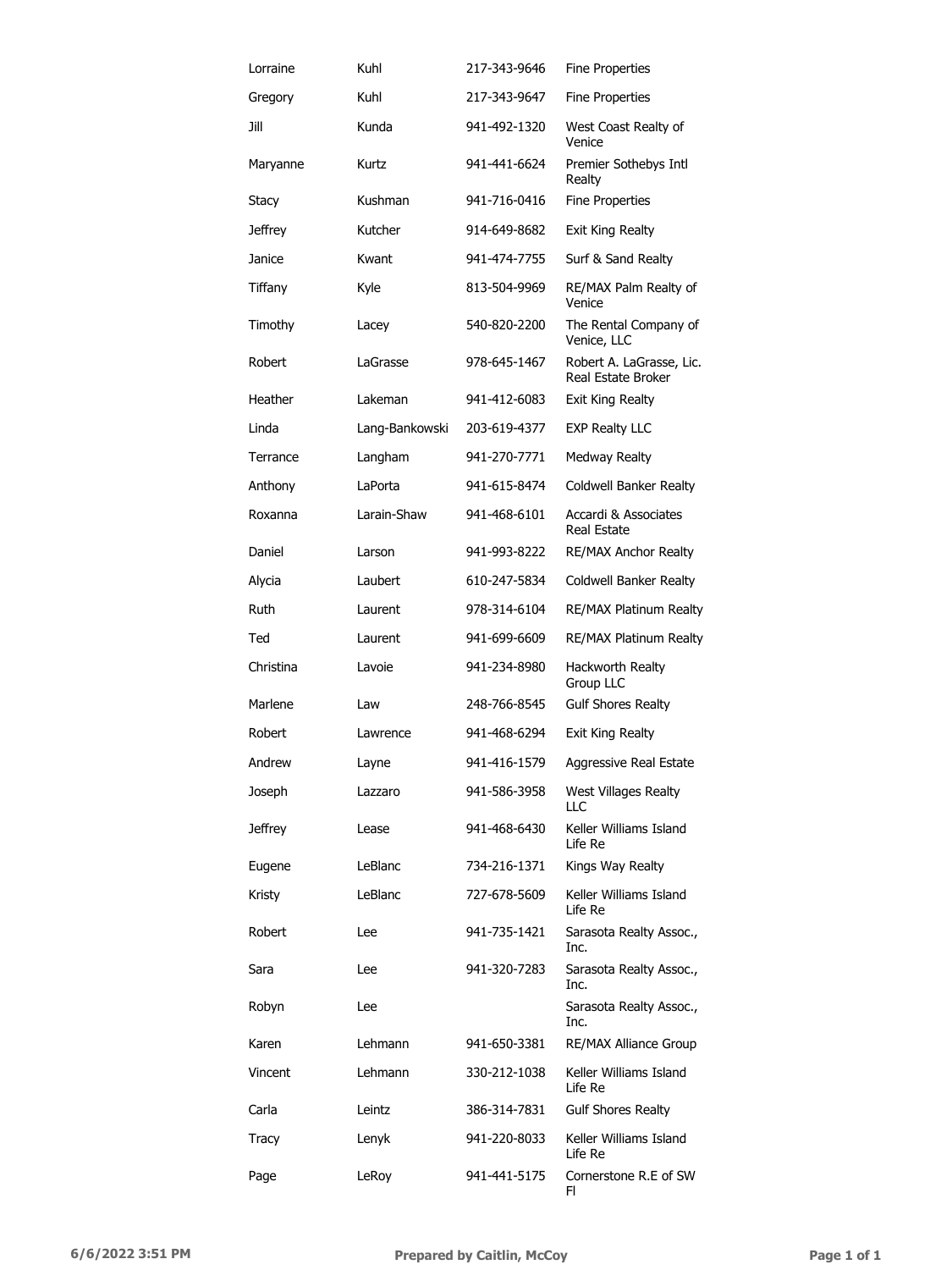| | | | |
|---|---|---|---|
| Lorraine | Kuhl | 217-343-9646 | Fine Properties |
| Gregory | Kuhl | 217-343-9647 | Fine Properties |
| Jill | Kunda | 941-492-1320 | West Coast Realty of Venice |
| Maryanne | Kurtz | 941-441-6624 | Premier Sothebys Intl Realty |
| Stacy | Kushman | 941-716-0416 | Fine Properties |
| Jeffrey | Kutcher | 914-649-8682 | Exit King Realty |
| Janice | Kwant | 941-474-7755 | Surf & Sand Realty |
| Tiffany | Kyle | 813-504-9969 | RE/MAX Palm Realty of Venice |
| Timothy | Lacey | 540-820-2200 | The Rental Company of Venice, LLC |
| Robert | LaGrasse | 978-645-1467 | Robert A. LaGrasse, Lic. Real Estate Broker |
| Heather | Lakeman | 941-412-6083 | Exit King Realty |
| Linda | Lang-Bankowski | 203-619-4377 | EXP Realty LLC |
| Terrance | Langham | 941-270-7771 | Medway Realty |
| Anthony | LaPorta | 941-615-8474 | Coldwell Banker Realty |
| Roxanna | Larain-Shaw | 941-468-6101 | Accardi & Associates Real Estate |
| Daniel | Larson | 941-993-8222 | RE/MAX Anchor Realty |
| Alycia | Laubert | 610-247-5834 | Coldwell Banker Realty |
| Ruth | Laurent | 978-314-6104 | RE/MAX Platinum Realty |
| Ted | Laurent | 941-699-6609 | RE/MAX Platinum Realty |
| Christina | Lavoie | 941-234-8980 | Hackworth Realty Group LLC |
| Marlene | Law | 248-766-8545 | Gulf Shores Realty |
| Robert | Lawrence | 941-468-6294 | Exit King Realty |
| Andrew | Layne | 941-416-1579 | Aggressive Real Estate |
| Joseph | Lazzaro | 941-586-3958 | West Villages Realty LLC |
| Jeffrey | Lease | 941-468-6430 | Keller Williams Island Life Re |
| Eugene | LeBlanc | 734-216-1371 | Kings Way Realty |
| Kristy | LeBlanc | 727-678-5609 | Keller Williams Island Life Re |
| Robert | Lee | 941-735-1421 | Sarasota Realty Assoc., Inc. |
| Sara | Lee | 941-320-7283 | Sarasota Realty Assoc., Inc. |
| Robyn | Lee | | Sarasota Realty Assoc., Inc. |
| Karen | Lehmann | 941-650-3381 | RE/MAX Alliance Group |
| Vincent | Lehmann | 330-212-1038 | Keller Williams Island Life Re |
| Carla | Leintz | 386-314-7831 | Gulf Shores Realty |
| Tracy | Lenyk | 941-220-8033 | Keller Williams Island Life Re |
| Page | LeRoy | 941-441-5175 | Cornerstone R.E of SW Fl |

6/6/2022 3:51 PM Prepared by Caitlin, McCoy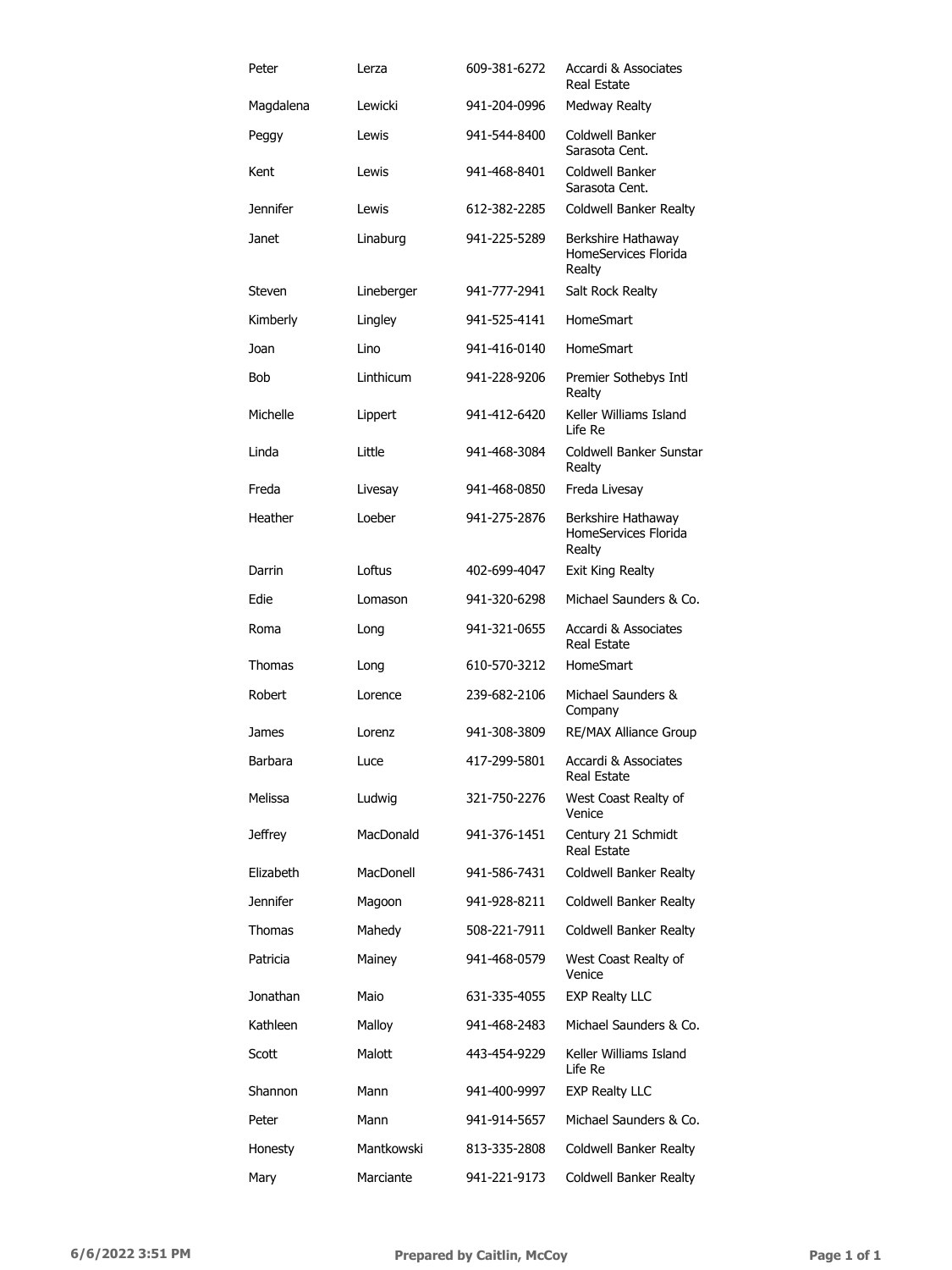| | | | |
|---|---|---|---|
| Peter | Lerza | 609-381-6272 | Accardi & Associates Real Estate |
| Magdalena | Lewicki | 941-204-0996 | Medway Realty |
| Peggy | Lewis | 941-544-8400 | Coldwell Banker Sarasota Cent. |
| Kent | Lewis | 941-468-8401 | Coldwell Banker Sarasota Cent. |
| Jennifer | Lewis | 612-382-2285 | Coldwell Banker Realty |
| Janet | Linaburg | 941-225-5289 | Berkshire Hathaway HomeServices Florida Realty |
| Steven | Lineberger | 941-777-2941 | Salt Rock Realty |
| Kimberly | Lingley | 941-525-4141 | HomeSmart |
| Joan | Lino | 941-416-0140 | HomeSmart |
| Bob | Linthicum | 941-228-9206 | Premier Sothebys Intl Realty |
| Michelle | Lippert | 941-412-6420 | Keller Williams Island Life Re |
| Linda | Little | 941-468-3084 | Coldwell Banker Sunstar Realty |
| Freda | Livesay | 941-468-0850 | Freda Livesay |
| Heather | Loeber | 941-275-2876 | Berkshire Hathaway HomeServices Florida Realty |
| Darrin | Loftus | 402-699-4047 | Exit King Realty |
| Edie | Lomason | 941-320-6298 | Michael Saunders & Co. |
| Roma | Long | 941-321-0655 | Accardi & Associates Real Estate |
| Thomas | Long | 610-570-3212 | HomeSmart |
| Robert | Lorence | 239-682-2106 | Michael Saunders & Company |
| James | Lorenz | 941-308-3809 | RE/MAX Alliance Group |
| Barbara | Luce | 417-299-5801 | Accardi & Associates Real Estate |
| Melissa | Ludwig | 321-750-2276 | West Coast Realty of Venice |
| Jeffrey | MacDonald | 941-376-1451 | Century 21 Schmidt Real Estate |
| Elizabeth | MacDonell | 941-586-7431 | Coldwell Banker Realty |
| Jennifer | Magoon | 941-928-8211 | Coldwell Banker Realty |
| Thomas | Mahedy | 508-221-7911 | Coldwell Banker Realty |
| Patricia | Mainey | 941-468-0579 | West Coast Realty of Venice |
| Jonathan | Maio | 631-335-4055 | EXP Realty LLC |
| Kathleen | Malloy | 941-468-2483 | Michael Saunders & Co. |
| Scott | Malott | 443-454-9229 | Keller Williams Island Life Re |
| Shannon | Mann | 941-400-9997 | EXP Realty LLC |
| Peter | Mann | 941-914-5657 | Michael Saunders & Co. |
| Honesty | Mantkowski | 813-335-2808 | Coldwell Banker Realty |
| Mary | Marciante | 941-221-9173 | Coldwell Banker Realty |

6/6/2022 3:51 PM — Prepared by Caitlin, McCoy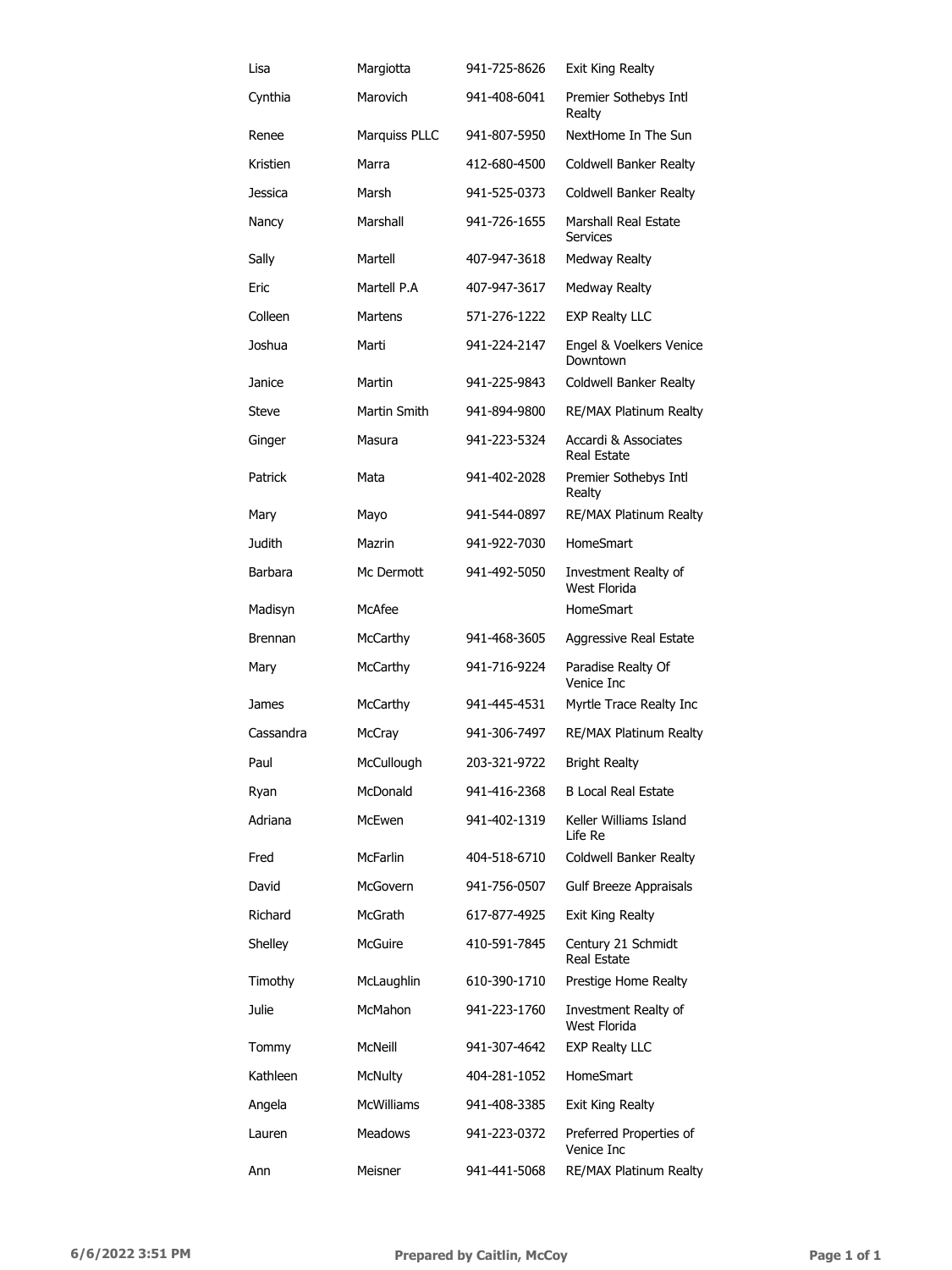| | | | |
|---|---|---|---|
| Lisa | Margiotta | 941-725-8626 | Exit King Realty |
| Cynthia | Marovich | 941-408-6041 | Premier Sothebys Intl Realty |
| Renee | Marquiss PLLC | 941-807-5950 | NextHome In The Sun |
| Kristien | Marra | 412-680-4500 | Coldwell Banker Realty |
| Jessica | Marsh | 941-525-0373 | Coldwell Banker Realty |
| Nancy | Marshall | 941-726-1655 | Marshall Real Estate Services |
| Sally | Martell | 407-947-3618 | Medway Realty |
| Eric | Martell P.A | 407-947-3617 | Medway Realty |
| Colleen | Martens | 571-276-1222 | EXP Realty LLC |
| Joshua | Marti | 941-224-2147 | Engel & Voelkers Venice Downtown |
| Janice | Martin | 941-225-9843 | Coldwell Banker Realty |
| Steve | Martin Smith | 941-894-9800 | RE/MAX Platinum Realty |
| Ginger | Masura | 941-223-5324 | Accardi & Associates Real Estate |
| Patrick | Mata | 941-402-2028 | Premier Sothebys Intl Realty |
| Mary | Mayo | 941-544-0897 | RE/MAX Platinum Realty |
| Judith | Mazrin | 941-922-7030 | HomeSmart |
| Barbara | Mc Dermott | 941-492-5050 | Investment Realty of West Florida |
| Madisyn | McAfee | | HomeSmart |
| Brennan | McCarthy | 941-468-3605 | Aggressive Real Estate |
| Mary | McCarthy | 941-716-9224 | Paradise Realty Of Venice Inc |
| James | McCarthy | 941-445-4531 | Myrtle Trace Realty Inc |
| Cassandra | McCray | 941-306-7497 | RE/MAX Platinum Realty |
| Paul | McCullough | 203-321-9722 | Bright Realty |
| Ryan | McDonald | 941-416-2368 | B Local Real Estate |
| Adriana | McEwen | 941-402-1319 | Keller Williams Island Life Re |
| Fred | McFarlin | 404-518-6710 | Coldwell Banker Realty |
| David | McGovern | 941-756-0507 | Gulf Breeze Appraisals |
| Richard | McGrath | 617-877-4925 | Exit King Realty |
| Shelley | McGuire | 410-591-7845 | Century 21 Schmidt Real Estate |
| Timothy | McLaughlin | 610-390-1710 | Prestige Home Realty |
| Julie | McMahon | 941-223-1760 | Investment Realty of West Florida |
| Tommy | McNeill | 941-307-4642 | EXP Realty LLC |
| Kathleen | McNulty | 404-281-1052 | HomeSmart |
| Angela | McWilliams | 941-408-3385 | Exit King Realty |
| Lauren | Meadows | 941-223-0372 | Preferred Properties of Venice Inc |
| Ann | Meisner | 941-441-5068 | RE/MAX Platinum Realty |

**6/6/2022 3:51 PM** **Prepared by Caitlin, McCoy**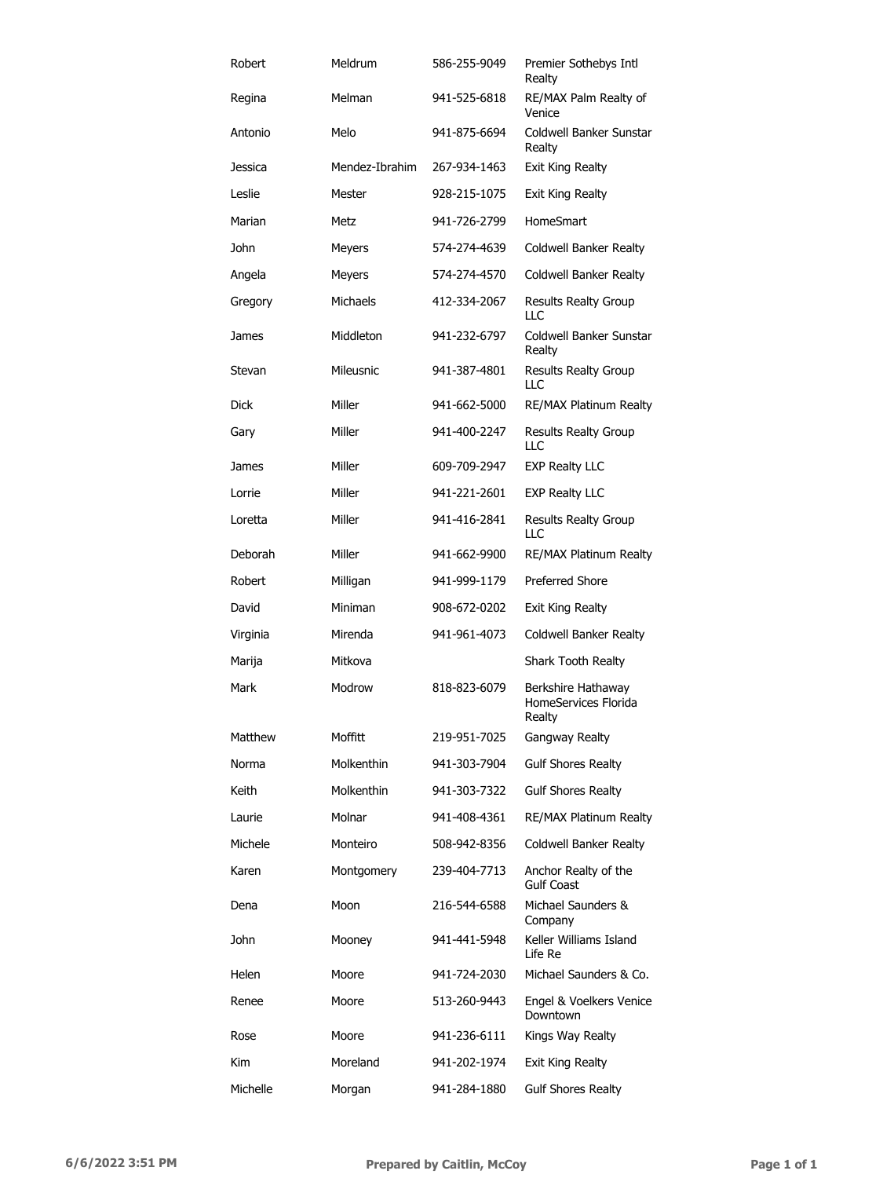| | | | |
|---|---|---|---|
| Robert | Meldrum | 586-255-9049 | Premier Sothebys Intl Realty |
| Regina | Melman | 941-525-6818 | RE/MAX Palm Realty of Venice |
| Antonio | Melo | 941-875-6694 | Coldwell Banker Sunstar Realty |
| Jessica | Mendez-Ibrahim | 267-934-1463 | Exit King Realty |
| Leslie | Mester | 928-215-1075 | Exit King Realty |
| Marian | Metz | 941-726-2799 | HomeSmart |
| John | Meyers | 574-274-4639 | Coldwell Banker Realty |
| Angela | Meyers | 574-274-4570 | Coldwell Banker Realty |
| Gregory | Michaels | 412-334-2067 | Results Realty Group LLC |
| James | Middleton | 941-232-6797 | Coldwell Banker Sunstar Realty |
| Stevan | Mileusnic | 941-387-4801 | Results Realty Group LLC |
| Dick | Miller | 941-662-5000 | RE/MAX Platinum Realty |
| Gary | Miller | 941-400-2247 | Results Realty Group LLC |
| James | Miller | 609-709-2947 | EXP Realty LLC |
| Lorrie | Miller | 941-221-2601 | EXP Realty LLC |
| Loretta | Miller | 941-416-2841 | Results Realty Group LLC |
| Deborah | Miller | 941-662-9900 | RE/MAX Platinum Realty |
| Robert | Milligan | 941-999-1179 | Preferred Shore |
| David | Miniman | 908-672-0202 | Exit King Realty |
| Virginia | Mirenda | 941-961-4073 | Coldwell Banker Realty |
| Marija | Mitkova | | Shark Tooth Realty |
| Mark | Modrow | 818-823-6079 | Berkshire Hathaway HomeServices Florida Realty |
| Matthew | Moffitt | 219-951-7025 | Gangway Realty |
| Norma | Molkenthin | 941-303-7904 | Gulf Shores Realty |
| Keith | Molkenthin | 941-303-7322 | Gulf Shores Realty |
| Laurie | Molnar | 941-408-4361 | RE/MAX Platinum Realty |
| Michele | Monteiro | 508-942-8356 | Coldwell Banker Realty |
| Karen | Montgomery | 239-404-7713 | Anchor Realty of the Gulf Coast |
| Dena | Moon | 216-544-6588 | Michael Saunders & Company |
| John | Mooney | 941-441-5948 | Keller Williams Island Life Re |
| Helen | Moore | 941-724-2030 | Michael Saunders & Co. |
| Renee | Moore | 513-260-9443 | Engel & Voelkers Venice Downtown |
| Rose | Moore | 941-236-6111 | Kings Way Realty |
| Kim | Moreland | 941-202-1974 | Exit King Realty |
| Michelle | Morgan | 941-284-1880 | Gulf Shores Realty |

6/6/2022 3:51 PM Prepared by Caitlin, McCoy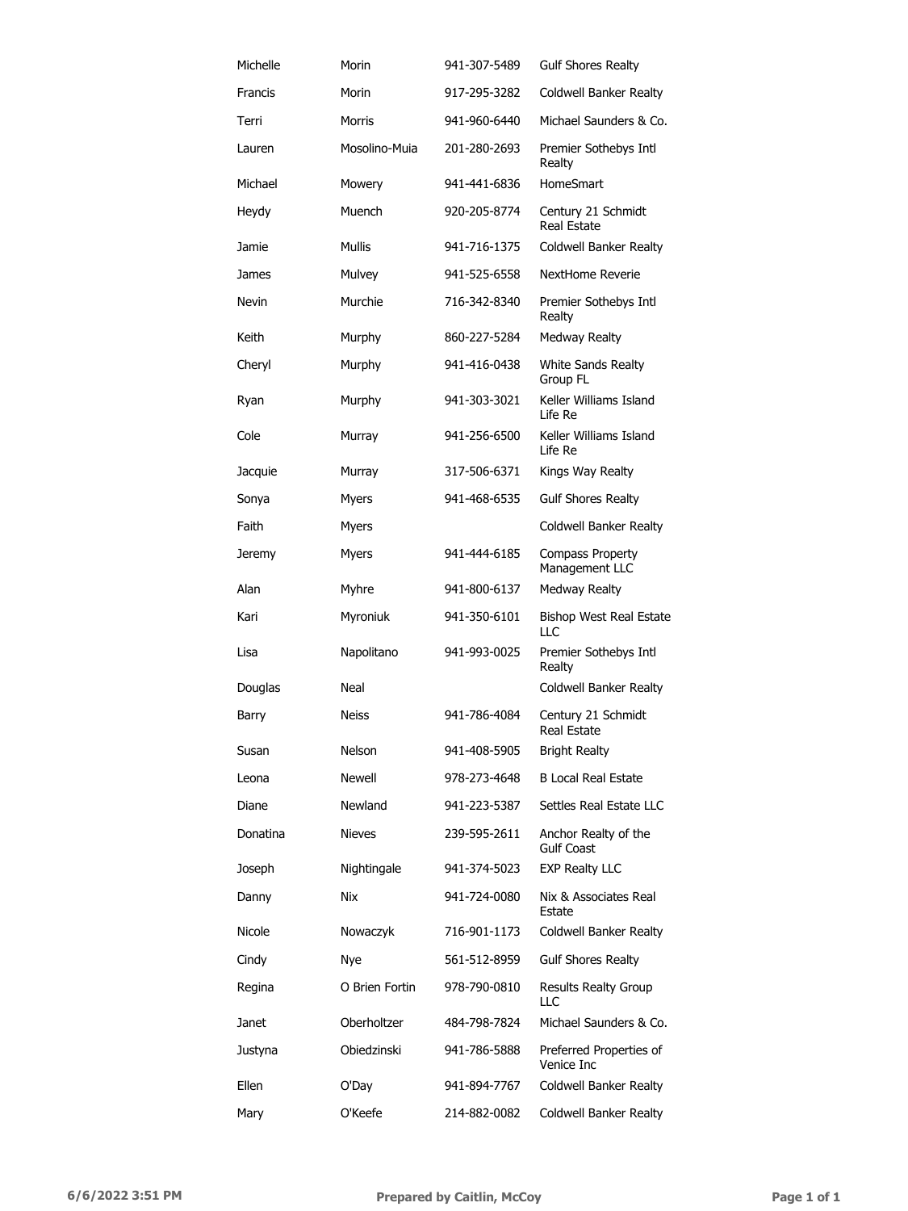| | | | |
|---|---|---|---|
| Michelle | Morin | 941-307-5489 | Gulf Shores Realty |
| Francis | Morin | 917-295-3282 | Coldwell Banker Realty |
| Terri | Morris | 941-960-6440 | Michael Saunders & Co. |
| Lauren | Mosolino-Muia | 201-280-2693 | Premier Sothebys Intl Realty |
| Michael | Mowery | 941-441-6836 | HomeSmart |
| Heydy | Muench | 920-205-8774 | Century 21 Schmidt Real Estate |
| Jamie | Mullis | 941-716-1375 | Coldwell Banker Realty |
| James | Mulvey | 941-525-6558 | NextHome Reverie |
| Nevin | Murchie | 716-342-8340 | Premier Sothebys Intl Realty |
| Keith | Murphy | 860-227-5284 | Medway Realty |
| Cheryl | Murphy | 941-416-0438 | White Sands Realty Group FL |
| Ryan | Murphy | 941-303-3021 | Keller Williams Island Life Re |
| Cole | Murray | 941-256-6500 | Keller Williams Island Life Re |
| Jacquie | Murray | 317-506-6371 | Kings Way Realty |
| Sonya | Myers | 941-468-6535 | Gulf Shores Realty |
| Faith | Myers | | Coldwell Banker Realty |
| Jeremy | Myers | 941-444-6185 | Compass Property Management LLC |
| Alan | Myhre | 941-800-6137 | Medway Realty |
| Kari | Myroniuk | 941-350-6101 | Bishop West Real Estate LLC |
| Lisa | Napolitano | 941-993-0025 | Premier Sothebys Intl Realty |
| Douglas | Neal | | Coldwell Banker Realty |
| Barry | Neiss | 941-786-4084 | Century 21 Schmidt Real Estate |
| Susan | Nelson | 941-408-5905 | Bright Realty |
| Leona | Newell | 978-273-4648 | B Local Real Estate |
| Diane | Newland | 941-223-5387 | Settles Real Estate LLC |
| Donatina | Nieves | 239-595-2611 | Anchor Realty of the Gulf Coast |
| Joseph | Nightingale | 941-374-5023 | EXP Realty LLC |
| Danny | Nix | 941-724-0080 | Nix & Associates Real Estate |
| Nicole | Nowaczyk | 716-901-1173 | Coldwell Banker Realty |
| Cindy | Nye | 561-512-8959 | Gulf Shores Realty |
| Regina | O Brien Fortin | 978-790-0810 | Results Realty Group LLC |
| Janet | Oberholtzer | 484-798-7824 | Michael Saunders & Co. |
| Justyna | Obiedzinski | 941-786-5888 | Preferred Properties of Venice Inc |
| Ellen | O'Day | 941-894-7767 | Coldwell Banker Realty |
| Mary | O'Keefe | 214-882-0082 | Coldwell Banker Realty |

6/6/2022 3:51 PM    **Prepared by Caitlin, McCoy**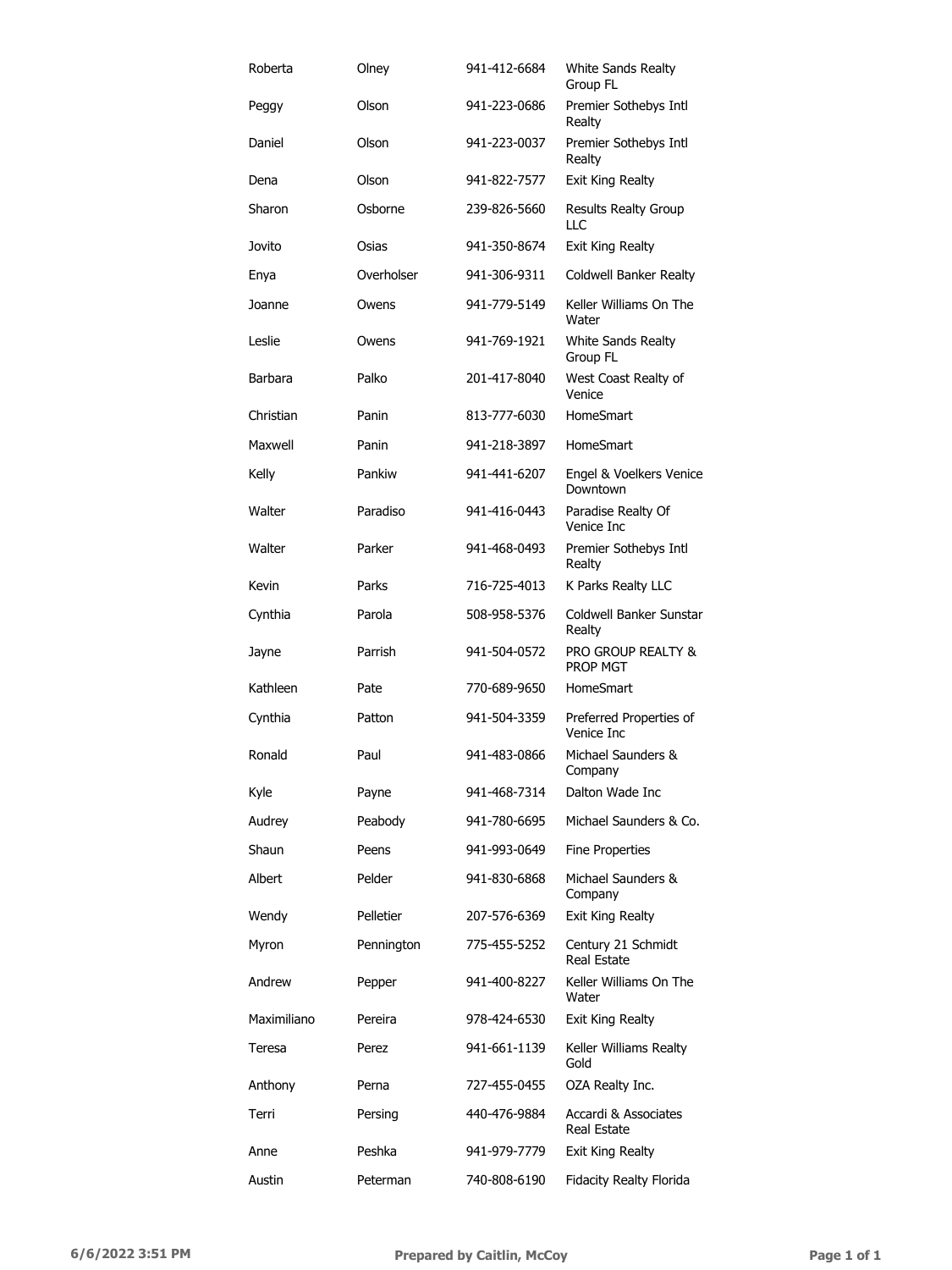| | | | |
|---|---|---|---|
| Roberta | Olney | 941-412-6684 | White Sands Realty Group FL |
| Peggy | Olson | 941-223-0686 | Premier Sothebys Intl Realty |
| Daniel | Olson | 941-223-0037 | Premier Sothebys Intl Realty |
| Dena | Olson | 941-822-7577 | Exit King Realty |
| Sharon | Osborne | 239-826-5660 | Results Realty Group LLC |
| Jovito | Osias | 941-350-8674 | Exit King Realty |
| Enya | Overholser | 941-306-9311 | Coldwell Banker Realty |
| Joanne | Owens | 941-779-5149 | Keller Williams On The Water |
| Leslie | Owens | 941-769-1921 | White Sands Realty Group FL |
| Barbara | Palko | 201-417-8040 | West Coast Realty of Venice |
| Christian | Panin | 813-777-6030 | HomeSmart |
| Maxwell | Panin | 941-218-3897 | HomeSmart |
| Kelly | Pankiw | 941-441-6207 | Engel & Voelkers Venice Downtown |
| Walter | Paradiso | 941-416-0443 | Paradise Realty Of Venice Inc |
| Walter | Parker | 941-468-0493 | Premier Sothebys Intl Realty |
| Kevin | Parks | 716-725-4013 | K Parks Realty LLC |
| Cynthia | Parola | 508-958-5376 | Coldwell Banker Sunstar Realty |
| Jayne | Parrish | 941-504-0572 | PRO GROUP REALTY & PROP MGT |
| Kathleen | Pate | 770-689-9650 | HomeSmart |
| Cynthia | Patton | 941-504-3359 | Preferred Properties of Venice Inc |
| Ronald | Paul | 941-483-0866 | Michael Saunders & Company |
| Kyle | Payne | 941-468-7314 | Dalton Wade Inc |
| Audrey | Peabody | 941-780-6695 | Michael Saunders & Co. |
| Shaun | Peens | 941-993-0649 | Fine Properties |
| Albert | Pelder | 941-830-6868 | Michael Saunders & Company |
| Wendy | Pelletier | 207-576-6369 | Exit King Realty |
| Myron | Pennington | 775-455-5252 | Century 21 Schmidt Real Estate |
| Andrew | Pepper | 941-400-8227 | Keller Williams On The Water |
| Maximiliano | Pereira | 978-424-6530 | Exit King Realty |
| Teresa | Perez | 941-661-1139 | Keller Williams Realty Gold |
| Anthony | Perna | 727-455-0455 | OZA Realty Inc. |
| Terri | Persing | 440-476-9884 | Accardi & Associates Real Estate |
| Anne | Peshka | 941-979-7779 | Exit King Realty |
| Austin | Peterman | 740-808-6190 | Fidacity Realty Florida |

6/6/2022 3:51 PM Prepared by Caitlin, McCoy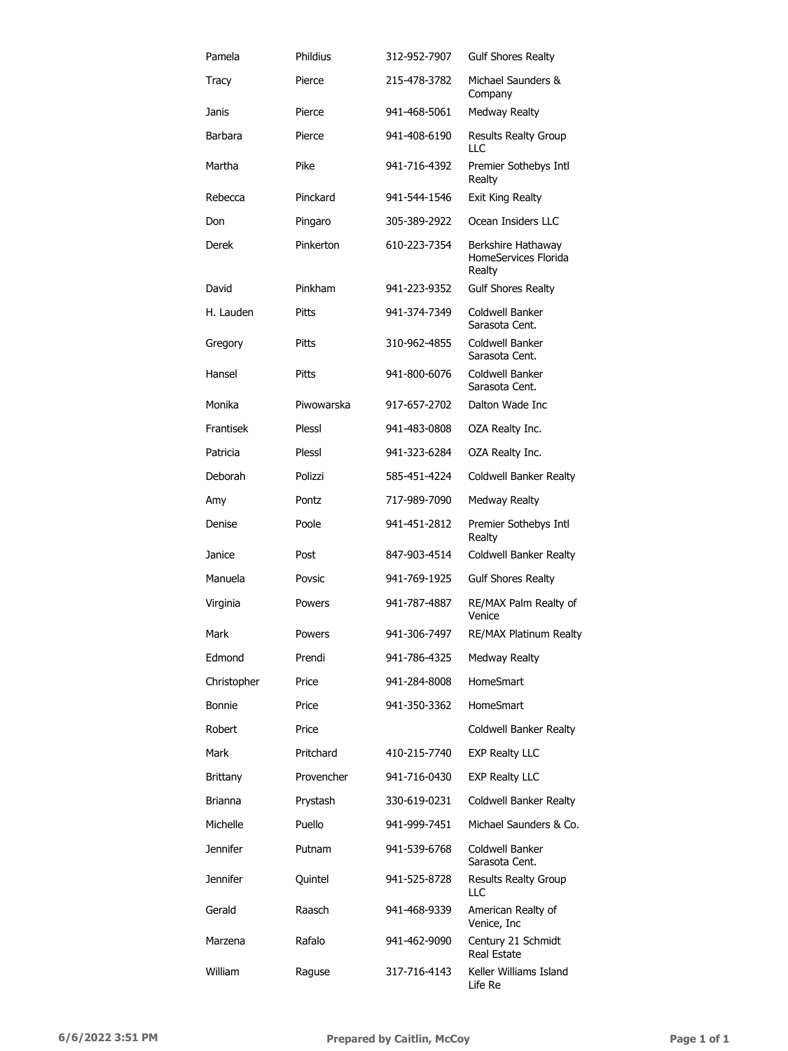| | | | |
|---|---|---|---|
| Pamela | Phildius | 312-952-7907 | Gulf Shores Realty |
| Tracy | Pierce | 215-478-3782 | Michael Saunders & Company |
| Janis | Pierce | 941-468-5061 | Medway Realty |
| Barbara | Pierce | 941-408-6190 | Results Realty Group LLC |
| Martha | Pike | 941-716-4392 | Premier Sothebys Intl Realty |
| Rebecca | Pinckard | 941-544-1546 | Exit King Realty |
| Don | Pingaro | 305-389-2922 | Ocean Insiders LLC |
| Derek | Pinkerton | 610-223-7354 | Berkshire Hathaway HomeServices Florida Realty |
| David | Pinkham | 941-223-9352 | Gulf Shores Realty |
| H. Lauden | Pitts | 941-374-7349 | Coldwell Banker Sarasota Cent. |
| Gregory | Pitts | 310-962-4855 | Coldwell Banker Sarasota Cent. |
| Hansel | Pitts | 941-800-6076 | Coldwell Banker Sarasota Cent. |
| Monika | Piwowarska | 917-657-2702 | Dalton Wade Inc |
| Frantisek | Plessl | 941-483-0808 | OZA Realty Inc. |
| Patricia | Plessl | 941-323-6284 | OZA Realty Inc. |
| Deborah | Polizzi | 585-451-4224 | Coldwell Banker Realty |
| Amy | Pontz | 717-989-7090 | Medway Realty |
| Denise | Poole | 941-451-2812 | Premier Sothebys Intl Realty |
| Janice | Post | 847-903-4514 | Coldwell Banker Realty |
| Manuela | Povsic | 941-769-1925 | Gulf Shores Realty |
| Virginia | Powers | 941-787-4887 | RE/MAX Palm Realty of Venice |
| Mark | Powers | 941-306-7497 | RE/MAX Platinum Realty |
| Edmond | Prendi | 941-786-4325 | Medway Realty |
| Christopher | Price | 941-284-8008 | HomeSmart |
| Bonnie | Price | 941-350-3362 | HomeSmart |
| Robert | Price | | Coldwell Banker Realty |
| Mark | Pritchard | 410-215-7740 | EXP Realty LLC |
| Brittany | Provencher | 941-716-0430 | EXP Realty LLC |
| Brianna | Prystash | 330-619-0231 | Coldwell Banker Realty |
| Michelle | Puello | 941-999-7451 | Michael Saunders & Co. |
| Jennifer | Putnam | 941-539-6768 | Coldwell Banker Sarasota Cent. |
| Jennifer | Quintel | 941-525-8728 | Results Realty Group LLC |
| Gerald | Raasch | 941-468-9339 | American Realty of Venice, Inc |
| Marzena | Rafalo | 941-462-9090 | Century 21 Schmidt Real Estate |
| William | Raguse | 317-716-4143 | Keller Williams Island Life Re |

6/6/2022 3:51 PM — Prepared by Caitlin, McCoy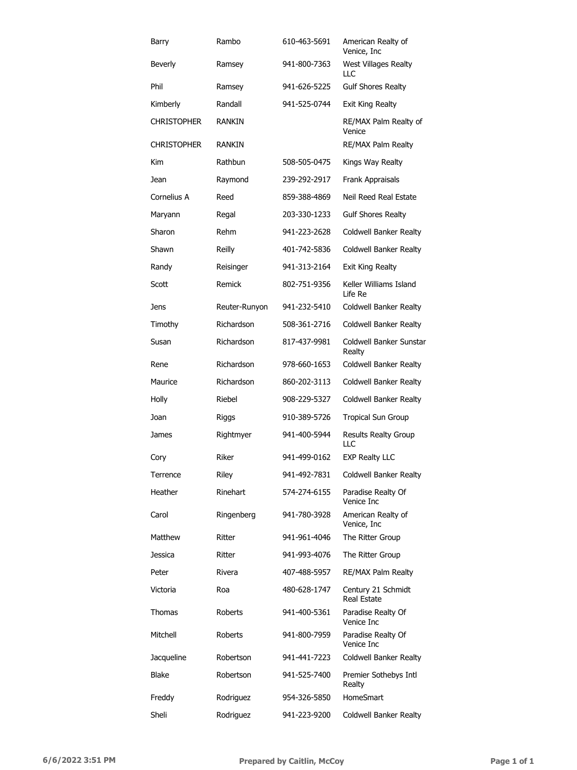| | | | |
|---|---|---|---|
| Barry | Rambo | 610-463-5691 | American Realty of Venice, Inc |
| Beverly | Ramsey | 941-800-7363 | West Villages Realty LLC |
| Phil | Ramsey | 941-626-5225 | Gulf Shores Realty |
| Kimberly | Randall | 941-525-0744 | Exit King Realty |
| CHRISTOPHER | RANKIN | | RE/MAX Palm Realty of Venice |
| CHRISTOPHER | RANKIN | | RE/MAX Palm Realty |
| Kim | Rathbun | 508-505-0475 | Kings Way Realty |
| Jean | Raymond | 239-292-2917 | Frank Appraisals |
| Cornelius A | Reed | 859-388-4869 | Neil Reed Real Estate |
| Maryann | Regal | 203-330-1233 | Gulf Shores Realty |
| Sharon | Rehm | 941-223-2628 | Coldwell Banker Realty |
| Shawn | Reilly | 401-742-5836 | Coldwell Banker Realty |
| Randy | Reisinger | 941-313-2164 | Exit King Realty |
| Scott | Remick | 802-751-9356 | Keller Williams Island Life Re |
| Jens | Reuter-Runyon | 941-232-5410 | Coldwell Banker Realty |
| Timothy | Richardson | 508-361-2716 | Coldwell Banker Realty |
| Susan | Richardson | 817-437-9981 | Coldwell Banker Sunstar Realty |
| Rene | Richardson | 978-660-1653 | Coldwell Banker Realty |
| Maurice | Richardson | 860-202-3113 | Coldwell Banker Realty |
| Holly | Riebel | 908-229-5327 | Coldwell Banker Realty |
| Joan | Riggs | 910-389-5726 | Tropical Sun Group |
| James | Rightmyer | 941-400-5944 | Results Realty Group LLC |
| Cory | Riker | 941-499-0162 | EXP Realty LLC |
| Terrence | Riley | 941-492-7831 | Coldwell Banker Realty |
| Heather | Rinehart | 574-274-6155 | Paradise Realty Of Venice Inc |
| Carol | Ringenberg | 941-780-3928 | American Realty of Venice, Inc |
| Matthew | Ritter | 941-961-4046 | The Ritter Group |
| Jessica | Ritter | 941-993-4076 | The Ritter Group |
| Peter | Rivera | 407-488-5957 | RE/MAX Palm Realty |
| Victoria | Roa | 480-628-1747 | Century 21 Schmidt Real Estate |
| Thomas | Roberts | 941-400-5361 | Paradise Realty Of Venice Inc |
| Mitchell | Roberts | 941-800-7959 | Paradise Realty Of Venice Inc |
| Jacqueline | Robertson | 941-441-7223 | Coldwell Banker Realty |
| Blake | Robertson | 941-525-7400 | Premier Sothebys Intl Realty |
| Freddy | Rodriguez | 954-326-5850 | HomeSmart |
| Sheli | Rodriguez | 941-223-9200 | Coldwell Banker Realty |

6/6/2022 3:51 PM Prepared by Caitlin, McCoy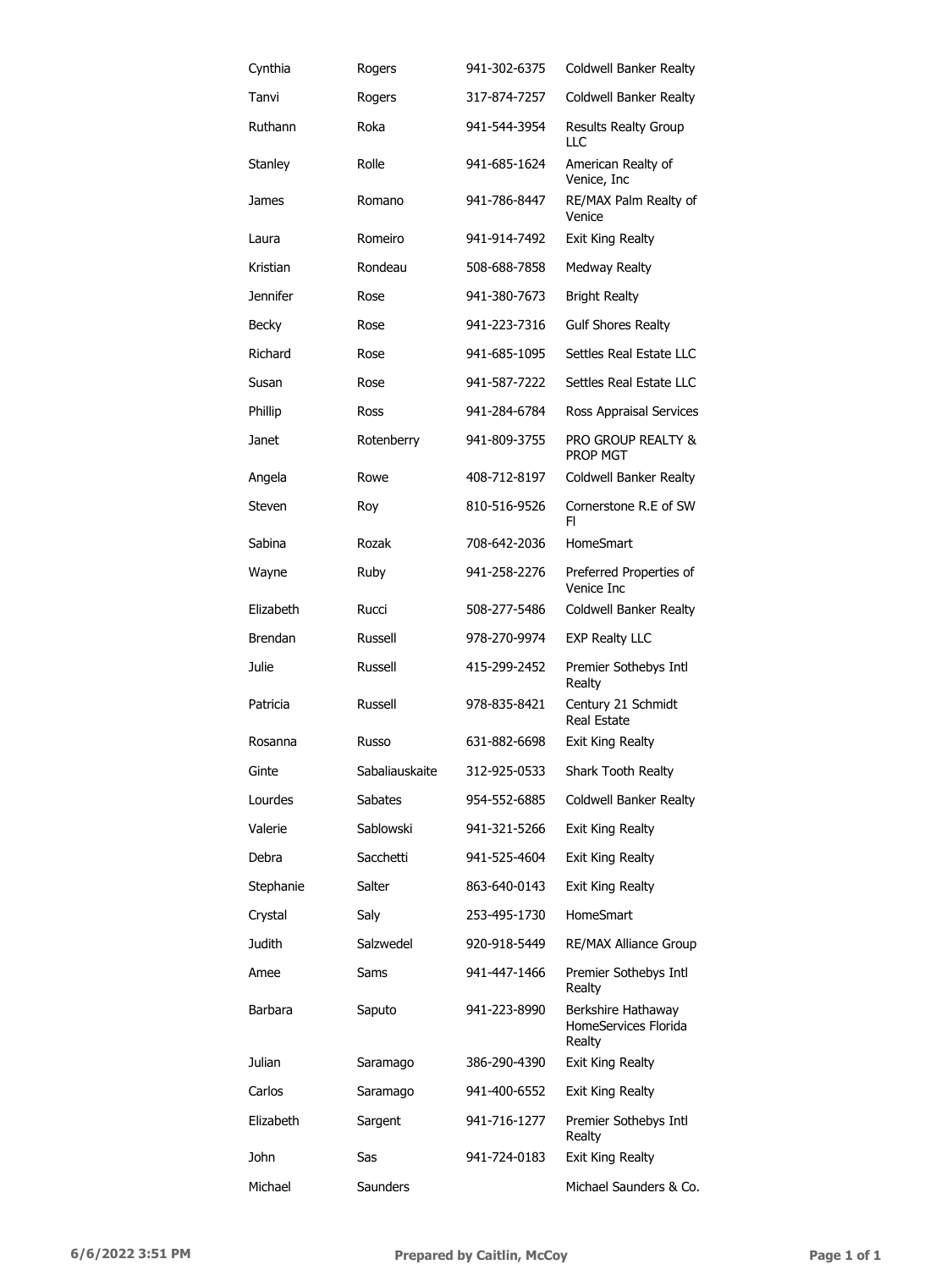| | | | |
|---|---|---|---|
| Cynthia | Rogers | 941-302-6375 | Coldwell Banker Realty |
| Tanvi | Rogers | 317-874-7257 | Coldwell Banker Realty |
| Ruthann | Roka | 941-544-3954 | Results Realty Group LLC |
| Stanley | Rolle | 941-685-1624 | American Realty of Venice, Inc |
| James | Romano | 941-786-8447 | RE/MAX Palm Realty of Venice |
| Laura | Romeiro | 941-914-7492 | Exit King Realty |
| Kristian | Rondeau | 508-688-7858 | Medway Realty |
| Jennifer | Rose | 941-380-7673 | Bright Realty |
| Becky | Rose | 941-223-7316 | Gulf Shores Realty |
| Richard | Rose | 941-685-1095 | Settles Real Estate LLC |
| Susan | Rose | 941-587-7222 | Settles Real Estate LLC |
| Phillip | Ross | 941-284-6784 | Ross Appraisal Services |
| Janet | Rotenberry | 941-809-3755 | PRO GROUP REALTY & PROP MGT |
| Angela | Rowe | 408-712-8197 | Coldwell Banker Realty |
| Steven | Roy | 810-516-9526 | Cornerstone R.E of SW Fl |
| Sabina | Rozak | 708-642-2036 | HomeSmart |
| Wayne | Ruby | 941-258-2276 | Preferred Properties of Venice Inc |
| Elizabeth | Rucci | 508-277-5486 | Coldwell Banker Realty |
| Brendan | Russell | 978-270-9974 | EXP Realty LLC |
| Julie | Russell | 415-299-2452 | Premier Sothebys Intl Realty |
| Patricia | Russell | 978-835-8421 | Century 21 Schmidt Real Estate |
| Rosanna | Russo | 631-882-6698 | Exit King Realty |
| Ginte | Sabaliauskaite | 312-925-0533 | Shark Tooth Realty |
| Lourdes | Sabates | 954-552-6885 | Coldwell Banker Realty |
| Valerie | Sablowski | 941-321-5266 | Exit King Realty |
| Debra | Sacchetti | 941-525-4604 | Exit King Realty |
| Stephanie | Salter | 863-640-0143 | Exit King Realty |
| Crystal | Saly | 253-495-1730 | HomeSmart |
| Judith | Salzwedel | 920-918-5449 | RE/MAX Alliance Group |
| Amee | Sams | 941-447-1466 | Premier Sothebys Intl Realty |
| Barbara | Saputo | 941-223-8990 | Berkshire Hathaway HomeServices Florida Realty |
| Julian | Saramago | 386-290-4390 | Exit King Realty |
| Carlos | Saramago | 941-400-6552 | Exit King Realty |
| Elizabeth | Sargent | 941-716-1277 | Premier Sothebys Intl Realty |
| John | Sas | 941-724-0183 | Exit King Realty |
| Michael | Saunders | | Michael Saunders & Co. |

6/6/2022 3:51 PM **Prepared by Caitlin, McCoy**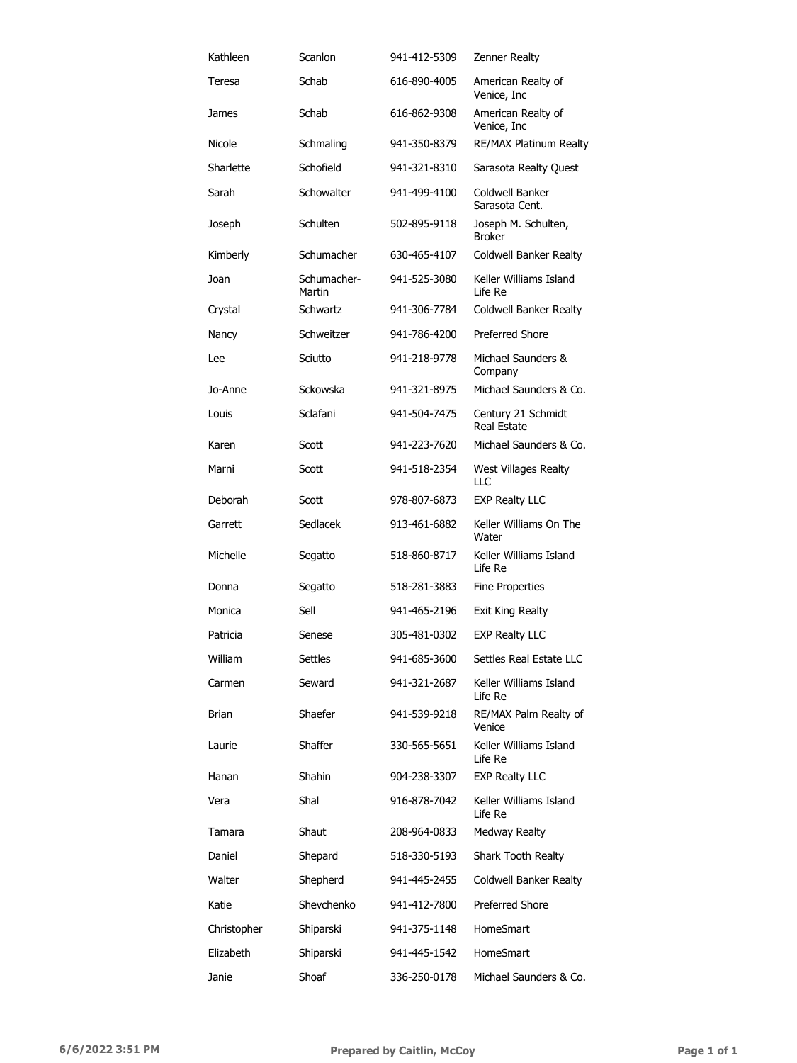| Kathleen | Scanlon | 941-412-5309 | Zenner Realty |
|---|---|---|---|
| Teresa | Schab | 616-890-4005 | American Realty of Venice, Inc |
| James | Schab | 616-862-9308 | American Realty of Venice, Inc |
| Nicole | Schmaling | 941-350-8379 | RE/MAX Platinum Realty |
| Sharlette | Schofield | 941-321-8310 | Sarasota Realty Quest |
| Sarah | Schowalter | 941-499-4100 | Coldwell Banker Sarasota Cent. |
| Joseph | Schulten | 502-895-9118 | Joseph M. Schulten, Broker |
| Kimberly | Schumacher | 630-465-4107 | Coldwell Banker Realty |
| Joan | Schumacher-Martin | 941-525-3080 | Keller Williams Island Life Re |
| Crystal | Schwartz | 941-306-7784 | Coldwell Banker Realty |
| Nancy | Schweitzer | 941-786-4200 | Preferred Shore |
| Lee | Sciutto | 941-218-9778 | Michael Saunders & Company |
| Jo-Anne | Sckowska | 941-321-8975 | Michael Saunders & Co. |
| Louis | Sclafani | 941-504-7475 | Century 21 Schmidt Real Estate |
| Karen | Scott | 941-223-7620 | Michael Saunders & Co. |
| Marni | Scott | 941-518-2354 | West Villages Realty LLC |
| Deborah | Scott | 978-807-6873 | EXP Realty LLC |
| Garrett | Sedlacek | 913-461-6882 | Keller Williams On The Water |
| Michelle | Segatto | 518-860-8717 | Keller Williams Island Life Re |
| Donna | Segatto | 518-281-3883 | Fine Properties |
| Monica | Sell | 941-465-2196 | Exit King Realty |
| Patricia | Senese | 305-481-0302 | EXP Realty LLC |
| William | Settles | 941-685-3600 | Settles Real Estate LLC |
| Carmen | Seward | 941-321-2687 | Keller Williams Island Life Re |
| Brian | Shaefer | 941-539-9218 | RE/MAX Palm Realty of Venice |
| Laurie | Shaffer | 330-565-5651 | Keller Williams Island Life Re |
| Hanan | Shahin | 904-238-3307 | EXP Realty LLC |
| Vera | Shal | 916-878-7042 | Keller Williams Island Life Re |
| Tamara | Shaut | 208-964-0833 | Medway Realty |
| Daniel | Shepard | 518-330-5193 | Shark Tooth Realty |
| Walter | Shepherd | 941-445-2455 | Coldwell Banker Realty |
| Katie | Shevchenko | 941-412-7800 | Preferred Shore |
| Christopher | Shiparski | 941-375-1148 | HomeSmart |
| Elizabeth | Shiparski | 941-445-1542 | HomeSmart |
| Janie | Shoaf | 336-250-0178 | Michael Saunders & Co. |

6/6/2022 3:51 PM Prepared by Caitlin, McCoy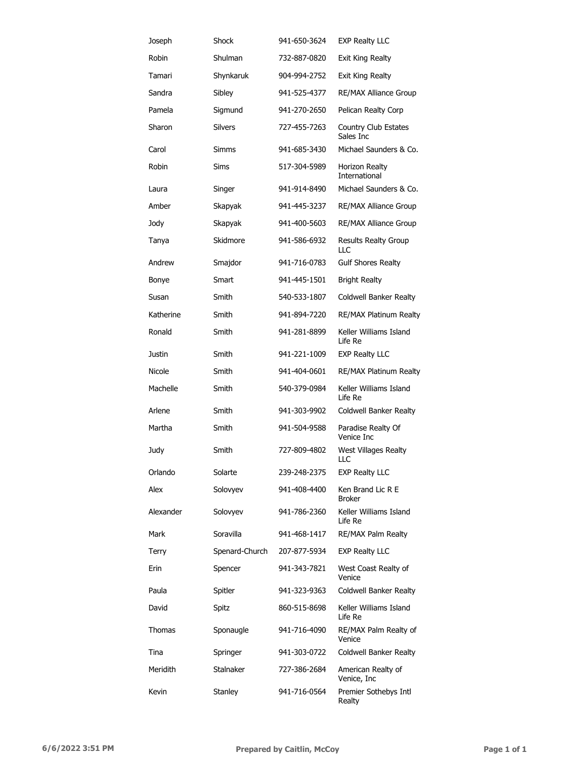| | | | |
|---|---|---|---|
| Joseph | Shock | 941-650-3624 | EXP Realty LLC |
| Robin | Shulman | 732-887-0820 | Exit King Realty |
| Tamari | Shynkaruk | 904-994-2752 | Exit King Realty |
| Sandra | Sibley | 941-525-4377 | RE/MAX Alliance Group |
| Pamela | Sigmund | 941-270-2650 | Pelican Realty Corp |
| Sharon | Silvers | 727-455-7263 | Country Club Estates Sales Inc |
| Carol | Simms | 941-685-3430 | Michael Saunders & Co. |
| Robin | Sims | 517-304-5989 | Horizon Realty International |
| Laura | Singer | 941-914-8490 | Michael Saunders & Co. |
| Amber | Skapyak | 941-445-3237 | RE/MAX Alliance Group |
| Jody | Skapyak | 941-400-5603 | RE/MAX Alliance Group |
| Tanya | Skidmore | 941-586-6932 | Results Realty Group LLC |
| Andrew | Smajdor | 941-716-0783 | Gulf Shores Realty |
| Bonye | Smart | 941-445-1501 | Bright Realty |
| Susan | Smith | 540-533-1807 | Coldwell Banker Realty |
| Katherine | Smith | 941-894-7220 | RE/MAX Platinum Realty |
| Ronald | Smith | 941-281-8899 | Keller Williams Island Life Re |
| Justin | Smith | 941-221-1009 | EXP Realty LLC |
| Nicole | Smith | 941-404-0601 | RE/MAX Platinum Realty |
| Machelle | Smith | 540-379-0984 | Keller Williams Island Life Re |
| Arlene | Smith | 941-303-9902 | Coldwell Banker Realty |
| Martha | Smith | 941-504-9588 | Paradise Realty Of Venice Inc |
| Judy | Smith | 727-809-4802 | West Villages Realty LLC |
| Orlando | Solarte | 239-248-2375 | EXP Realty LLC |
| Alex | Solovyev | 941-408-4400 | Ken Brand Lic R E Broker |
| Alexander | Solovyev | 941-786-2360 | Keller Williams Island Life Re |
| Mark | Soravilla | 941-468-1417 | RE/MAX Palm Realty |
| Terry | Spenard-Church | 207-877-5934 | EXP Realty LLC |
| Erin | Spencer | 941-343-7821 | West Coast Realty of Venice |
| Paula | Spitler | 941-323-9363 | Coldwell Banker Realty |
| David | Spitz | 860-515-8698 | Keller Williams Island Life Re |
| Thomas | Sponaugle | 941-716-4090 | RE/MAX Palm Realty of Venice |
| Tina | Springer | 941-303-0722 | Coldwell Banker Realty |
| Meridith | Stalnaker | 727-386-2684 | American Realty of Venice, Inc |
| Kevin | Stanley | 941-716-0564 | Premier Sothebys Intl Realty |

**6/6/2022 3:51 PM** **Prepared by Caitlin, McCoy**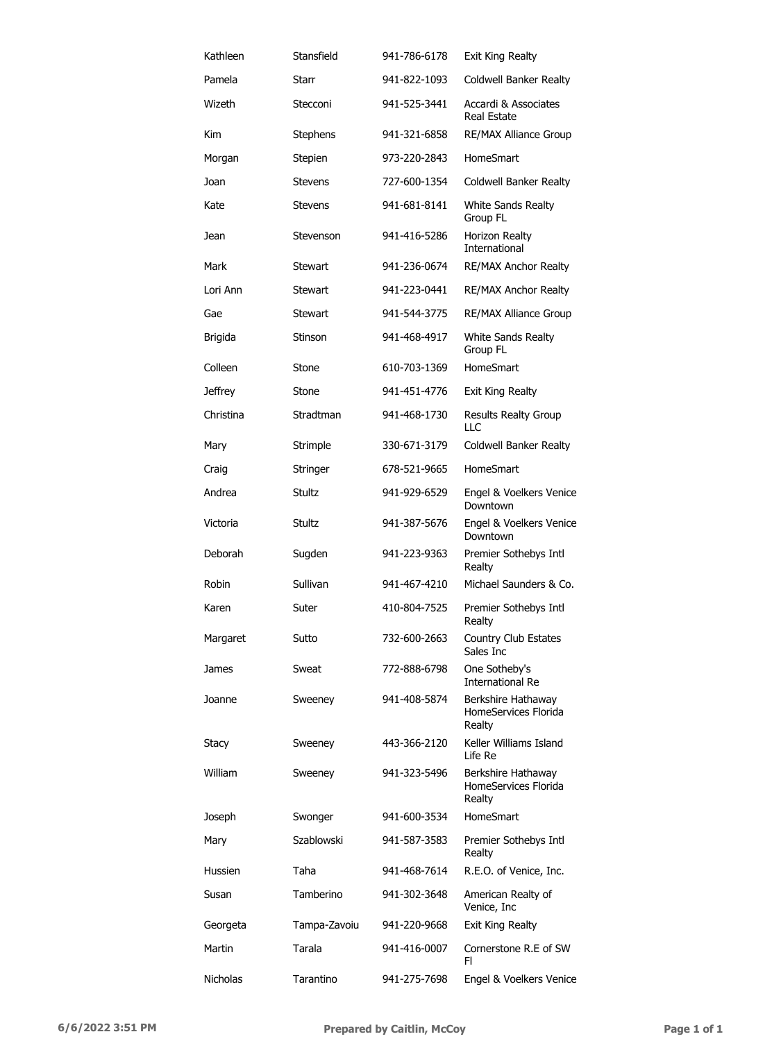| | | | |
|---|---|---|---|
| Kathleen | Stansfield | 941-786-6178 | Exit King Realty |
| Pamela | Starr | 941-822-1093 | Coldwell Banker Realty |
| Wizeth | Stecconi | 941-525-3441 | Accardi & Associates Real Estate |
| Kim | Stephens | 941-321-6858 | RE/MAX Alliance Group |
| Morgan | Stepien | 973-220-2843 | HomeSmart |
| Joan | Stevens | 727-600-1354 | Coldwell Banker Realty |
| Kate | Stevens | 941-681-8141 | White Sands Realty Group FL |
| Jean | Stevenson | 941-416-5286 | Horizon Realty International |
| Mark | Stewart | 941-236-0674 | RE/MAX Anchor Realty |
| Lori Ann | Stewart | 941-223-0441 | RE/MAX Anchor Realty |
| Gae | Stewart | 941-544-3775 | RE/MAX Alliance Group |
| Brigida | Stinson | 941-468-4917 | White Sands Realty Group FL |
| Colleen | Stone | 610-703-1369 | HomeSmart |
| Jeffrey | Stone | 941-451-4776 | Exit King Realty |
| Christina | Stradtman | 941-468-1730 | Results Realty Group LLC |
| Mary | Strimple | 330-671-3179 | Coldwell Banker Realty |
| Craig | Stringer | 678-521-9665 | HomeSmart |
| Andrea | Stultz | 941-929-6529 | Engel & Voelkers Venice Downtown |
| Victoria | Stultz | 941-387-5676 | Engel & Voelkers Venice Downtown |
| Deborah | Sugden | 941-223-9363 | Premier Sothebys Intl Realty |
| Robin | Sullivan | 941-467-4210 | Michael Saunders & Co. |
| Karen | Suter | 410-804-7525 | Premier Sothebys Intl Realty |
| Margaret | Sutto | 732-600-2663 | Country Club Estates Sales Inc |
| James | Sweat | 772-888-6798 | One Sotheby's International Re |
| Joanne | Sweeney | 941-408-5874 | Berkshire Hathaway HomeServices Florida Realty |
| Stacy | Sweeney | 443-366-2120 | Keller Williams Island Life Re |
| William | Sweeney | 941-323-5496 | Berkshire Hathaway HomeServices Florida Realty |
| Joseph | Swonger | 941-600-3534 | HomeSmart |
| Mary | Szablowski | 941-587-3583 | Premier Sothebys Intl Realty |
| Hussien | Taha | 941-468-7614 | R.E.O. of Venice, Inc. |
| Susan | Tamberino | 941-302-3648 | American Realty of Venice, Inc |
| Georgeta | Tampa-Zavoiu | 941-220-9668 | Exit King Realty |
| Martin | Tarala | 941-416-0007 | Cornerstone R.E of SW Fl |
| Nicholas | Tarantino | 941-275-7698 | Engel & Voelkers Venice |

6/6/2022 3:51 PM Prepared by Caitlin, McCoy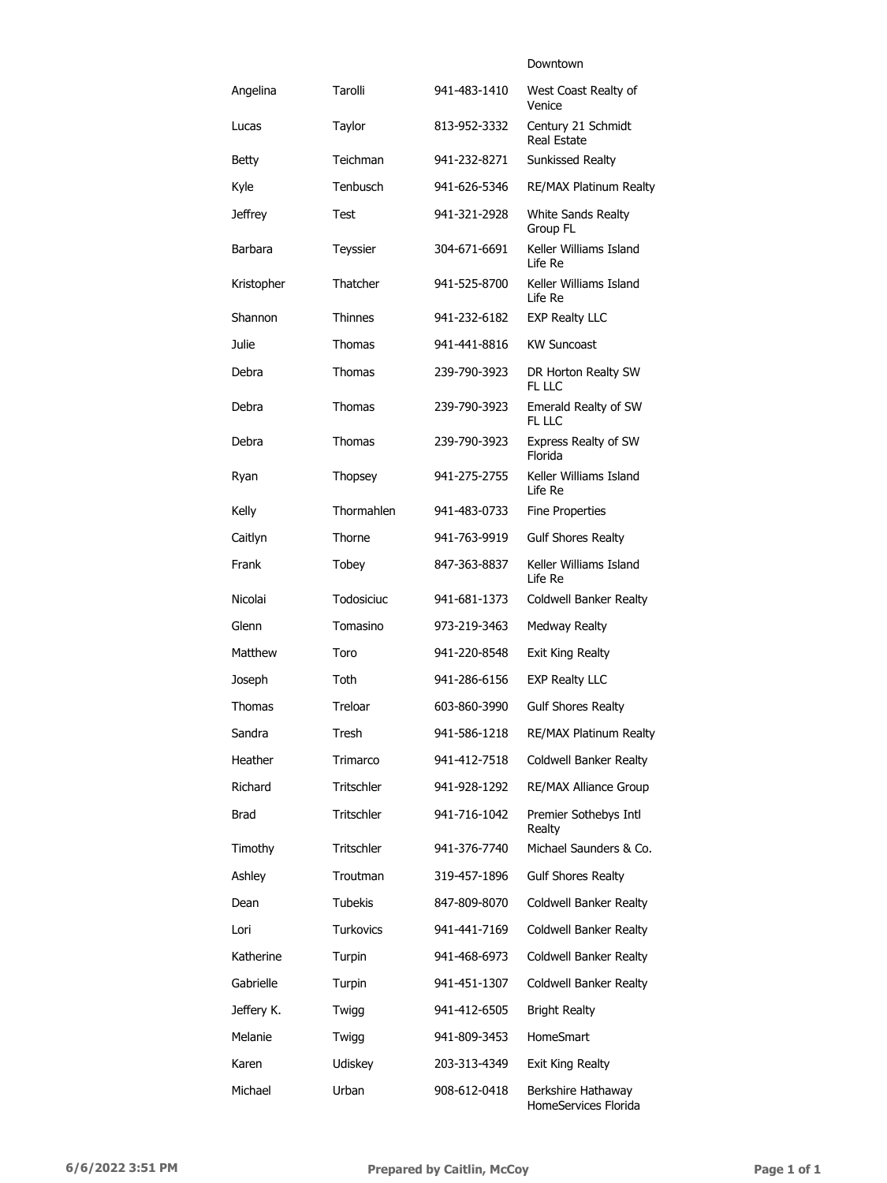| | | | Downtown |
|---|---|---|---|
| Angelina | Tarolli | 941-483-1410 | West Coast Realty of Venice |
| Lucas | Taylor | 813-952-3332 | Century 21 Schmidt Real Estate |
| Betty | Teichman | 941-232-8271 | Sunkissed Realty |
| Kyle | Tenbusch | 941-626-5346 | RE/MAX Platinum Realty |
| Jeffrey | Test | 941-321-2928 | White Sands Realty Group FL |
| Barbara | Teyssier | 304-671-6691 | Keller Williams Island Life Re |
| Kristopher | Thatcher | 941-525-8700 | Keller Williams Island Life Re |
| Shannon | Thinnes | 941-232-6182 | EXP Realty LLC |
| Julie | Thomas | 941-441-8816 | KW Suncoast |
| Debra | Thomas | 239-790-3923 | DR Horton Realty SW FL LLC |
| Debra | Thomas | 239-790-3923 | Emerald Realty of SW FL LLC |
| Debra | Thomas | 239-790-3923 | Express Realty of SW Florida |
| Ryan | Thopsey | 941-275-2755 | Keller Williams Island Life Re |
| Kelly | Thormahlen | 941-483-0733 | Fine Properties |
| Caitlyn | Thorne | 941-763-9919 | Gulf Shores Realty |
| Frank | Tobey | 847-363-8837 | Keller Williams Island Life Re |
| Nicolai | Todosiciuc | 941-681-1373 | Coldwell Banker Realty |
| Glenn | Tomasino | 973-219-3463 | Medway Realty |
| Matthew | Toro | 941-220-8548 | Exit King Realty |
| Joseph | Toth | 941-286-6156 | EXP Realty LLC |
| Thomas | Treloar | 603-860-3990 | Gulf Shores Realty |
| Sandra | Tresh | 941-586-1218 | RE/MAX Platinum Realty |
| Heather | Trimarco | 941-412-7518 | Coldwell Banker Realty |
| Richard | Tritschler | 941-928-1292 | RE/MAX Alliance Group |
| Brad | Tritschler | 941-716-1042 | Premier Sothebys Intl Realty |
| Timothy | Tritschler | 941-376-7740 | Michael Saunders & Co. |
| Ashley | Troutman | 319-457-1896 | Gulf Shores Realty |
| Dean | Tubekis | 847-809-8070 | Coldwell Banker Realty |
| Lori | Turkovics | 941-441-7169 | Coldwell Banker Realty |
| Katherine | Turpin | 941-468-6973 | Coldwell Banker Realty |
| Gabrielle | Turpin | 941-451-1307 | Coldwell Banker Realty |
| Jeffery K. | Twigg | 941-412-6505 | Bright Realty |
| Melanie | Twigg | 941-809-3453 | HomeSmart |
| Karen | Udiskey | 203-313-4349 | Exit King Realty |
| Michael | Urban | 908-612-0418 | Berkshire Hathaway HomeServices Florida |

6/6/2022 3:51 PM — Prepared by Caitlin, McCoy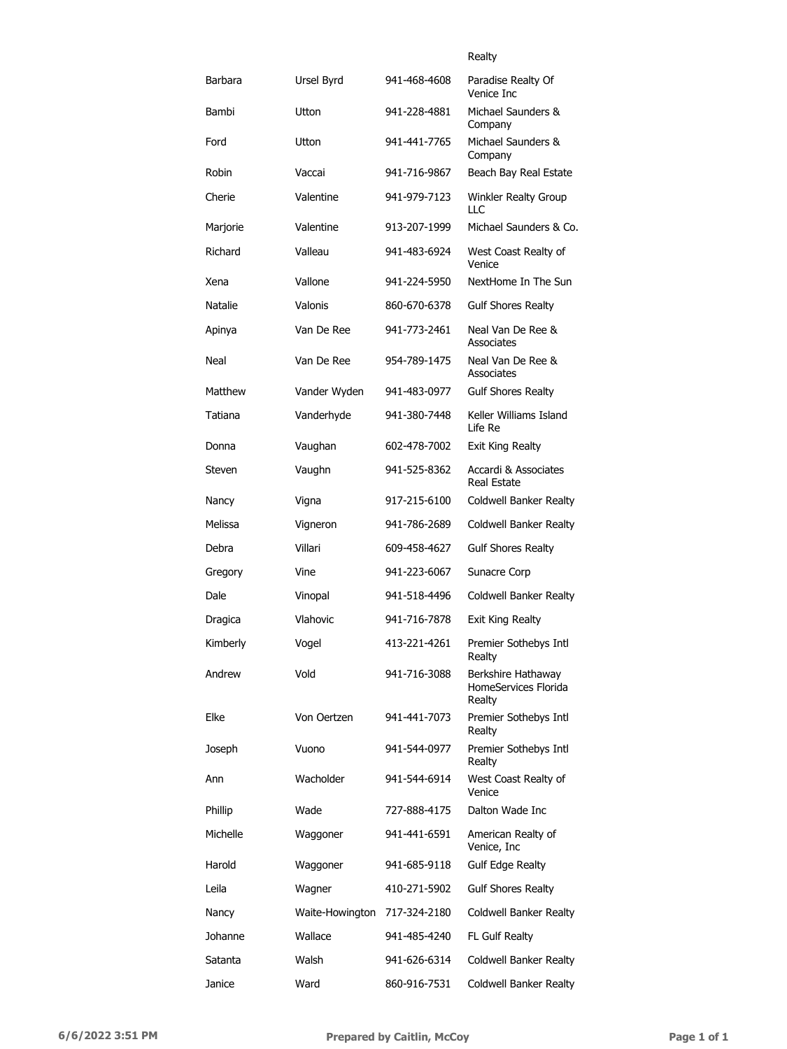| | | | Realty |
|---|---|---|---|
| Barbara | Ursel Byrd | 941-468-4608 | Paradise Realty Of Venice Inc |
| Bambi | Utton | 941-228-4881 | Michael Saunders & Company |
| Ford | Utton | 941-441-7765 | Michael Saunders & Company |
| Robin | Vaccai | 941-716-9867 | Beach Bay Real Estate |
| Cherie | Valentine | 941-979-7123 | Winkler Realty Group LLC |
| Marjorie | Valentine | 913-207-1999 | Michael Saunders & Co. |
| Richard | Valleau | 941-483-6924 | West Coast Realty of Venice |
| Xena | Vallone | 941-224-5950 | NextHome In The Sun |
| Natalie | Valonis | 860-670-6378 | Gulf Shores Realty |
| Apinya | Van De Ree | 941-773-2461 | Neal Van De Ree & Associates |
| Neal | Van De Ree | 954-789-1475 | Neal Van De Ree & Associates |
| Matthew | Vander Wyden | 941-483-0977 | Gulf Shores Realty |
| Tatiana | Vanderhyde | 941-380-7448 | Keller Williams Island Life Re |
| Donna | Vaughan | 602-478-7002 | Exit King Realty |
| Steven | Vaughn | 941-525-8362 | Accardi & Associates Real Estate |
| Nancy | Vigna | 917-215-6100 | Coldwell Banker Realty |
| Melissa | Vigneron | 941-786-2689 | Coldwell Banker Realty |
| Debra | Villari | 609-458-4627 | Gulf Shores Realty |
| Gregory | Vine | 941-223-6067 | Sunacre Corp |
| Dale | Vinopal | 941-518-4496 | Coldwell Banker Realty |
| Dragica | Vlahovic | 941-716-7878 | Exit King Realty |
| Kimberly | Vogel | 413-221-4261 | Premier Sothebys Intl Realty |
| Andrew | Vold | 941-716-3088 | Berkshire Hathaway HomeServices Florida Realty |
| Elke | Von Oertzen | 941-441-7073 | Premier Sothebys Intl Realty |
| Joseph | Vuono | 941-544-0977 | Premier Sothebys Intl Realty |
| Ann | Wacholder | 941-544-6914 | West Coast Realty of Venice |
| Phillip | Wade | 727-888-4175 | Dalton Wade Inc |
| Michelle | Waggoner | 941-441-6591 | American Realty of Venice, Inc |
| Harold | Waggoner | 941-685-9118 | Gulf Edge Realty |
| Leila | Wagner | 410-271-5902 | Gulf Shores Realty |
| Nancy | Waite-Howington | 717-324-2180 | Coldwell Banker Realty |
| Johanne | Wallace | 941-485-4240 | FL Gulf Realty |
| Satanta | Walsh | 941-626-6314 | Coldwell Banker Realty |
| Janice | Ward | 860-916-7531 | Coldwell Banker Realty |

6/6/2022 3:51 PM — **Prepared by Caitlin, McCoy**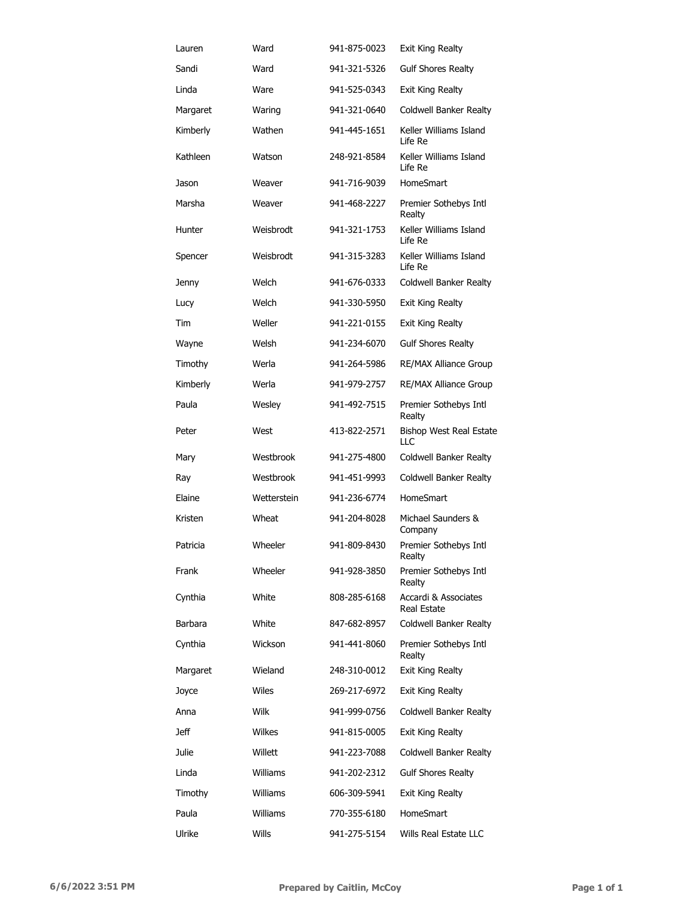| | | | |
|---|---|---|---|
| Lauren | Ward | 941-875-0023 | Exit King Realty |
| Sandi | Ward | 941-321-5326 | Gulf Shores Realty |
| Linda | Ware | 941-525-0343 | Exit King Realty |
| Margaret | Waring | 941-321-0640 | Coldwell Banker Realty |
| Kimberly | Wathen | 941-445-1651 | Keller Williams Island Life Re |
| Kathleen | Watson | 248-921-8584 | Keller Williams Island Life Re |
| Jason | Weaver | 941-716-9039 | HomeSmart |
| Marsha | Weaver | 941-468-2227 | Premier Sothebys Intl Realty |
| Hunter | Weisbrodt | 941-321-1753 | Keller Williams Island Life Re |
| Spencer | Weisbrodt | 941-315-3283 | Keller Williams Island Life Re |
| Jenny | Welch | 941-676-0333 | Coldwell Banker Realty |
| Lucy | Welch | 941-330-5950 | Exit King Realty |
| Tim | Weller | 941-221-0155 | Exit King Realty |
| Wayne | Welsh | 941-234-6070 | Gulf Shores Realty |
| Timothy | Werla | 941-264-5986 | RE/MAX Alliance Group |
| Kimberly | Werla | 941-979-2757 | RE/MAX Alliance Group |
| Paula | Wesley | 941-492-7515 | Premier Sothebys Intl Realty |
| Peter | West | 413-822-2571 | Bishop West Real Estate LLC |
| Mary | Westbrook | 941-275-4800 | Coldwell Banker Realty |
| Ray | Westbrook | 941-451-9993 | Coldwell Banker Realty |
| Elaine | Wetterstein | 941-236-6774 | HomeSmart |
| Kristen | Wheat | 941-204-8028 | Michael Saunders & Company |
| Patricia | Wheeler | 941-809-8430 | Premier Sothebys Intl Realty |
| Frank | Wheeler | 941-928-3850 | Premier Sothebys Intl Realty |
| Cynthia | White | 808-285-6168 | Accardi & Associates Real Estate |
| Barbara | White | 847-682-8957 | Coldwell Banker Realty |
| Cynthia | Wickson | 941-441-8060 | Premier Sothebys Intl Realty |
| Margaret | Wieland | 248-310-0012 | Exit King Realty |
| Joyce | Wiles | 269-217-6972 | Exit King Realty |
| Anna | Wilk | 941-999-0756 | Coldwell Banker Realty |
| Jeff | Wilkes | 941-815-0005 | Exit King Realty |
| Julie | Willett | 941-223-7088 | Coldwell Banker Realty |
| Linda | Williams | 941-202-2312 | Gulf Shores Realty |
| Timothy | Williams | 606-309-5941 | Exit King Realty |
| Paula | Williams | 770-355-6180 | HomeSmart |
| Ulrike | Wills | 941-275-5154 | Wills Real Estate LLC |

6/6/2022 3:51 PM — Prepared by Caitlin, McCoy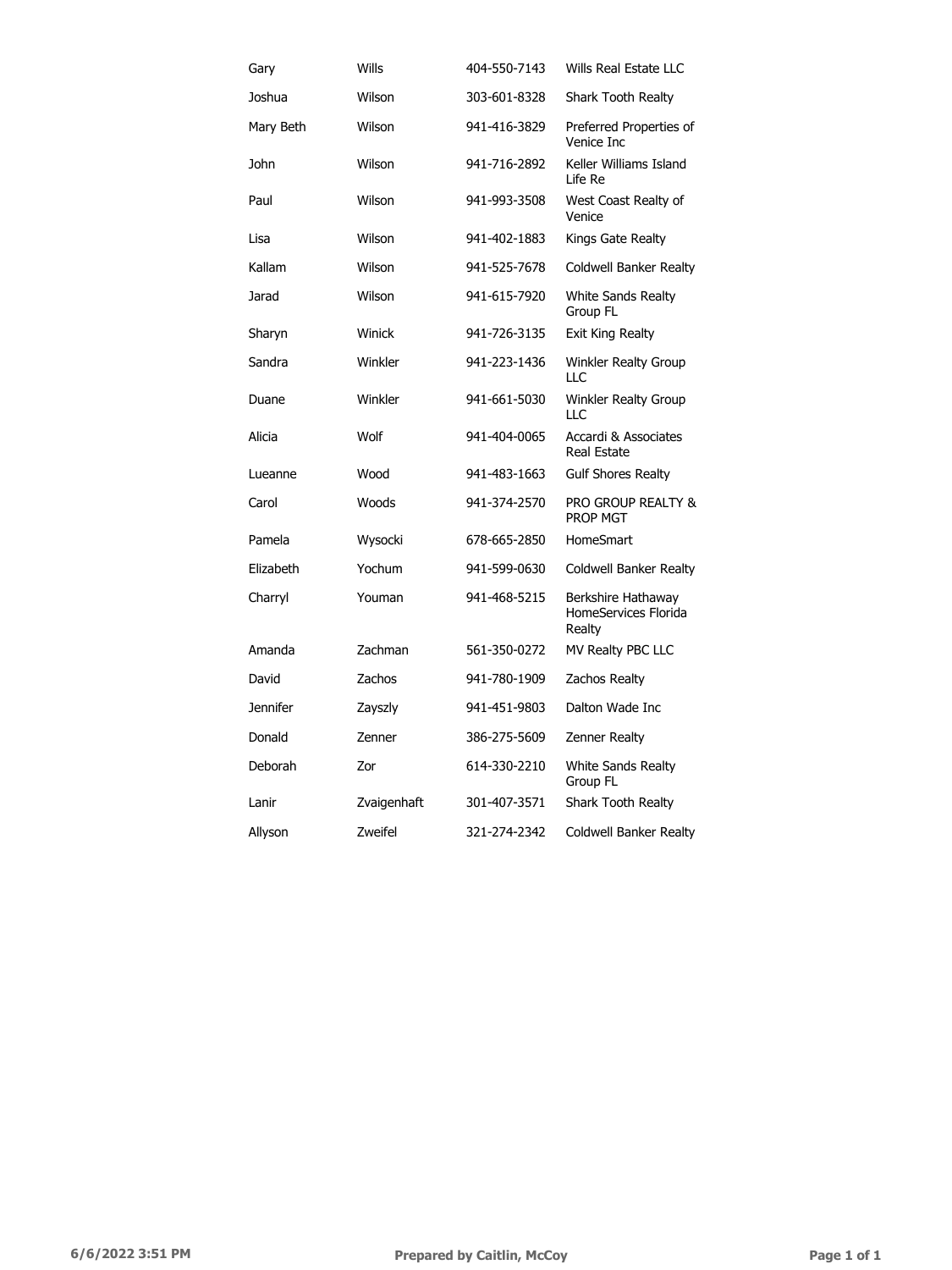| | | | |
|---|---|---|---|
| Gary | Wills | 404-550-7143 | Wills Real Estate LLC |
| Joshua | Wilson | 303-601-8328 | Shark Tooth Realty |
| Mary Beth | Wilson | 941-416-3829 | Preferred Properties of Venice Inc |
| John | Wilson | 941-716-2892 | Keller Williams Island Life Re |
| Paul | Wilson | 941-993-3508 | West Coast Realty of Venice |
| Lisa | Wilson | 941-402-1883 | Kings Gate Realty |
| Kallam | Wilson | 941-525-7678 | Coldwell Banker Realty |
| Jarad | Wilson | 941-615-7920 | White Sands Realty Group FL |
| Sharyn | Winick | 941-726-3135 | Exit King Realty |
| Sandra | Winkler | 941-223-1436 | Winkler Realty Group LLC |
| Duane | Winkler | 941-661-5030 | Winkler Realty Group LLC |
| Alicia | Wolf | 941-404-0065 | Accardi & Associates Real Estate |
| Lueanne | Wood | 941-483-1663 | Gulf Shores Realty |
| Carol | Woods | 941-374-2570 | PRO GROUP REALTY & PROP MGT |
| Pamela | Wysocki | 678-665-2850 | HomeSmart |
| Elizabeth | Yochum | 941-599-0630 | Coldwell Banker Realty |
| Charryl | Youman | 941-468-5215 | Berkshire Hathaway HomeServices Florida Realty |
| Amanda | Zachman | 561-350-0272 | MV Realty PBC LLC |
| David | Zachos | 941-780-1909 | Zachos Realty |
| Jennifer | Zayszly | 941-451-9803 | Dalton Wade Inc |
| Donald | Zenner | 386-275-5609 | Zenner Realty |
| Deborah | Zor | 614-330-2210 | White Sands Realty Group FL |
| Lanir | Zvaigenhaft | 301-407-3571 | Shark Tooth Realty |
| Allyson | Zweifel | 321-274-2342 | Coldwell Banker Realty |

**6/6/2022 3:51 PM** **Prepared by Caitlin, McCoy**